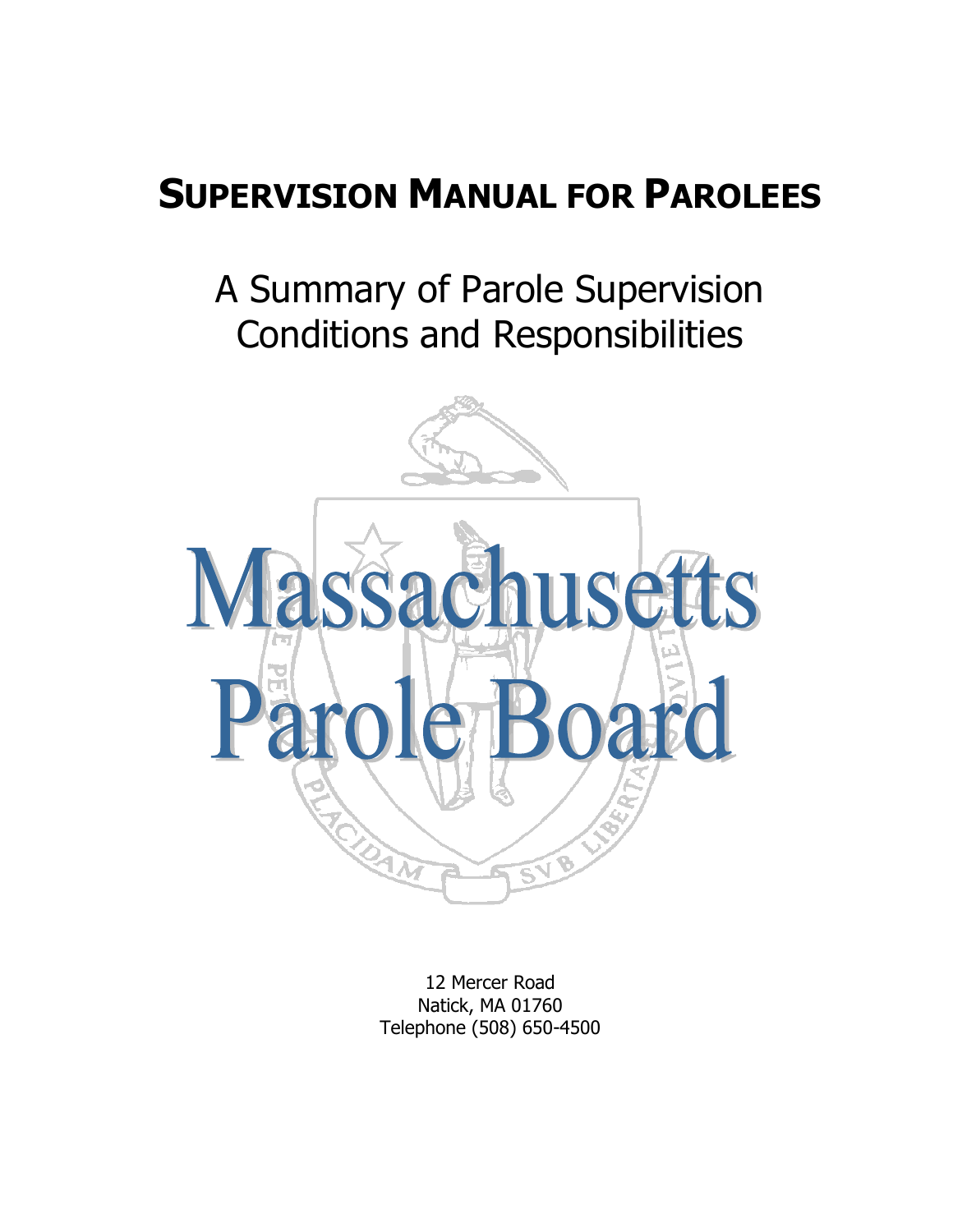# SUPERVISION MANUAL FOR PAROLEES

## A Summary of Parole Supervision Conditions and Responsibilities

# Massachusetts Parole Board

12 Mercer Road
Natick, MA 01760
Telephone (508) 650-4500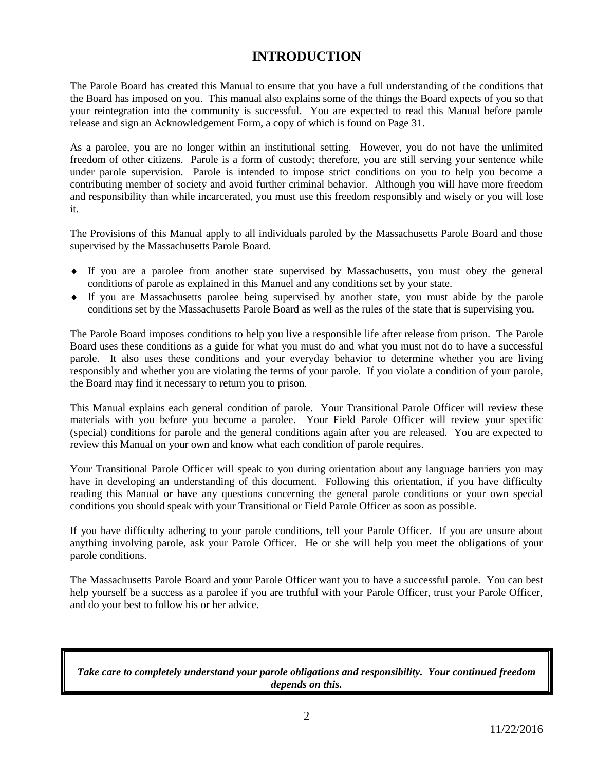# INTRODUCTION

The Parole Board has created this Manual to ensure that you have a full understanding of the conditions that the Board has imposed on you. This manual also explains some of the things the Board expects of you so that your reintegration into the community is successful. You are expected to read this Manual before parole release and sign an Acknowledgement Form, a copy of which is found on Page 31.

As a parolee, you are no longer within an institutional setting. However, you do not have the unlimited freedom of other citizens. Parole is a form of custody; therefore, you are still serving your sentence while under parole supervision. Parole is intended to impose strict conditions on you to help you become a contributing member of society and avoid further criminal behavior. Although you will have more freedom and responsibility than while incarcerated, you must use this freedom responsibly and wisely or you will lose it.

The Provisions of this Manual apply to all individuals paroled by the Massachusetts Parole Board and those supervised by the Massachusetts Parole Board.

- If you are a parolee from another state supervised by Massachusetts, you must obey the general conditions of parole as explained in this Manuel and any conditions set by your state.
- If you are Massachusetts parolee being supervised by another state, you must abide by the parole conditions set by the Massachusetts Parole Board as well as the rules of the state that is supervising you.

The Parole Board imposes conditions to help you live a responsible life after release from prison. The Parole Board uses these conditions as a guide for what you must do and what you must not do to have a successful parole. It also uses these conditions and your everyday behavior to determine whether you are living responsibly and whether you are violating the terms of your parole. If you violate a condition of your parole, the Board may find it necessary to return you to prison.

This Manual explains each general condition of parole. Your Transitional Parole Officer will review these materials with you before you become a parolee. Your Field Parole Officer will review your specific (special) conditions for parole and the general conditions again after you are released. You are expected to review this Manual on your own and know what each condition of parole requires.

Your Transitional Parole Officer will speak to you during orientation about any language barriers you may have in developing an understanding of this document. Following this orientation, if you have difficulty reading this Manual or have any questions concerning the general parole conditions or your own special conditions you should speak with your Transitional or Field Parole Officer as soon as possible.

If you have difficulty adhering to your parole conditions, tell your Parole Officer. If you are unsure about anything involving parole, ask your Parole Officer. He or she will help you meet the obligations of your parole conditions.

The Massachusetts Parole Board and your Parole Officer want you to have a successful parole. You can best help yourself be a success as a parolee if you are truthful with your Parole Officer, trust your Parole Officer, and do your best to follow his or her advice.

***Take care to completely understand your parole obligations and responsibility. Your continued freedom depends on this.***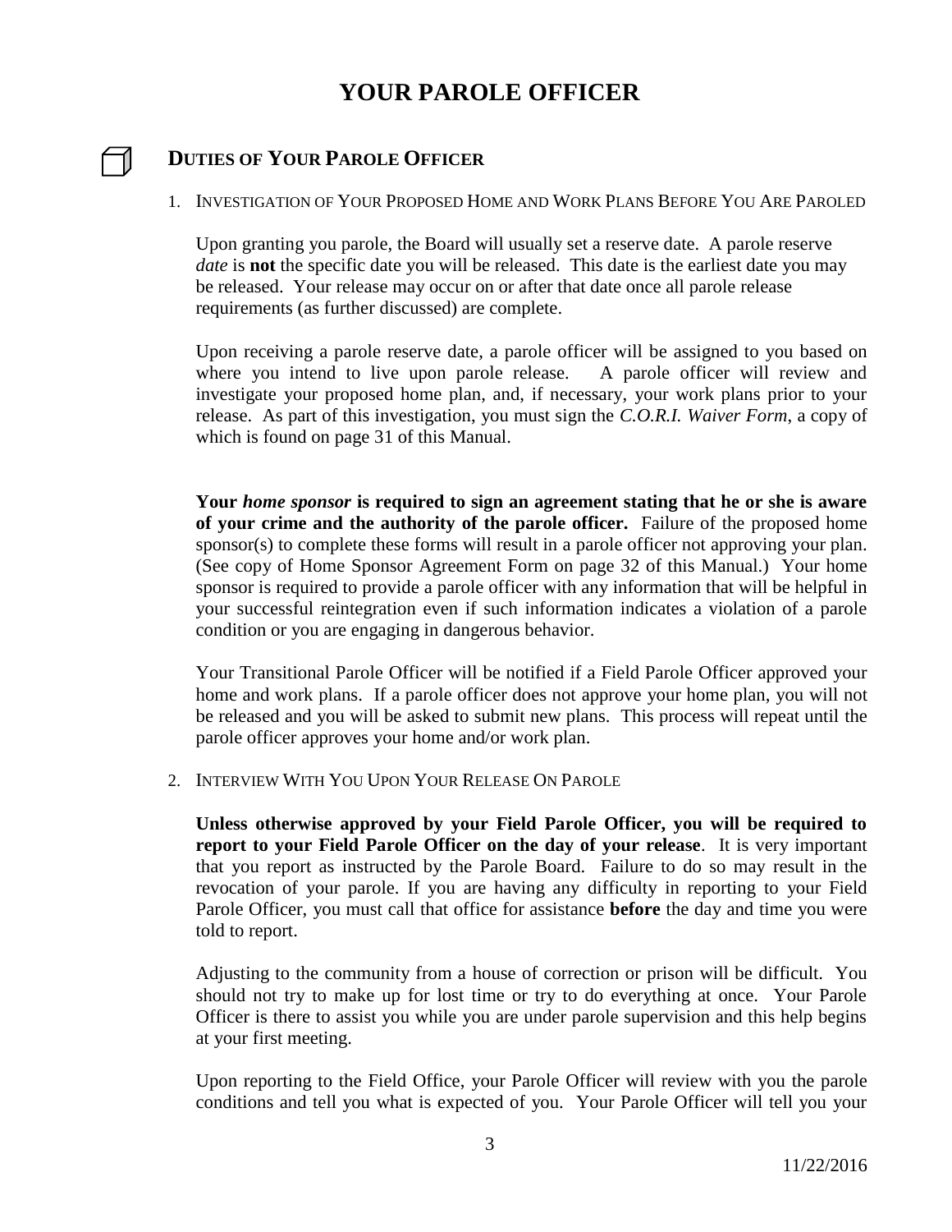# YOUR PAROLE OFFICER

## DUTIES OF YOUR PAROLE OFFICER

1. INVESTIGATION OF YOUR PROPOSED HOME AND WORK PLANS BEFORE YOU ARE PAROLED

   Upon granting you parole, the Board will usually set a reserve date. A parole reserve *date* is **not** the specific date you will be released. This date is the earliest date you may be released. Your release may occur on or after that date once all parole release requirements (as further discussed) are complete.

   Upon receiving a parole reserve date, a parole officer will be assigned to you based on where you intend to live upon parole release. A parole officer will review and investigate your proposed home plan, and, if necessary, your work plans prior to your release. As part of this investigation, you must sign the *C.O.R.I. Waiver Form*, a copy of which is found on page 31 of this Manual.

   **Your *home sponsor* is required to sign an agreement stating that he or she is aware of your crime and the authority of the parole officer.** Failure of the proposed home sponsor(s) to complete these forms will result in a parole officer not approving your plan. (See copy of Home Sponsor Agreement Form on page 32 of this Manual.) Your home sponsor is required to provide a parole officer with any information that will be helpful in your successful reintegration even if such information indicates a violation of a parole condition or you are engaging in dangerous behavior.

   Your Transitional Parole Officer will be notified if a Field Parole Officer approved your home and work plans. If a parole officer does not approve your home plan, you will not be released and you will be asked to submit new plans. This process will repeat until the parole officer approves your home and/or work plan.

2. INTERVIEW WITH YOU UPON YOUR RELEASE ON PAROLE

   **Unless otherwise approved by your Field Parole Officer, you will be required to report to your Field Parole Officer on the day of your release**. It is very important that you report as instructed by the Parole Board. Failure to do so may result in the revocation of your parole. If you are having any difficulty in reporting to your Field Parole Officer, you must call that office for assistance **before** the day and time you were told to report.

   Adjusting to the community from a house of correction or prison will be difficult. You should not try to make up for lost time or try to do everything at once. Your Parole Officer is there to assist you while you are under parole supervision and this help begins at your first meeting.

   Upon reporting to the Field Office, your Parole Officer will review with you the parole conditions and tell you what is expected of you. Your Parole Officer will tell you your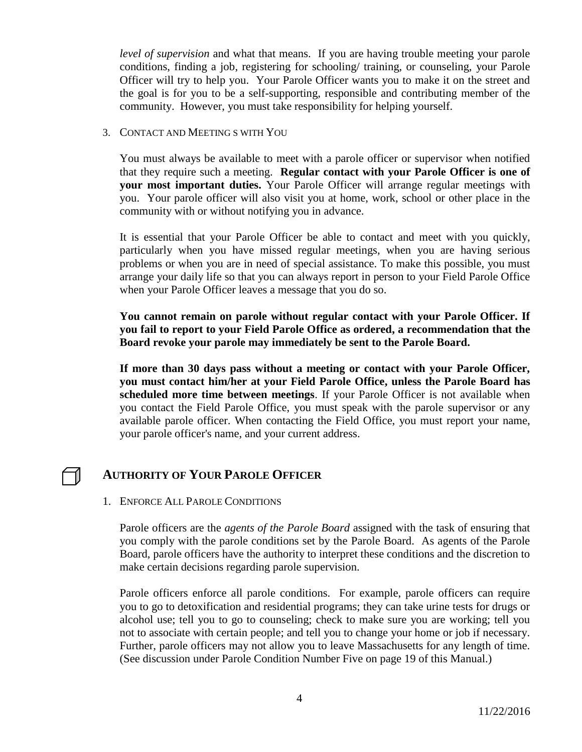*level of supervision* and what that means. If you are having trouble meeting your parole conditions, finding a job, registering for schooling/ training, or counseling, your Parole Officer will try to help you. Your Parole Officer wants you to make it on the street and the goal is for you to be a self-supporting, responsible and contributing member of the community. However, you must take responsibility for helping yourself.

3. CONTACT AND MEETING S WITH YOU

You must always be available to meet with a parole officer or supervisor when notified that they require such a meeting. **Regular contact with your Parole Officer is one of your most important duties.** Your Parole Officer will arrange regular meetings with you. Your parole officer will also visit you at home, work, school or other place in the community with or without notifying you in advance.

It is essential that your Parole Officer be able to contact and meet with you quickly, particularly when you have missed regular meetings, when you are having serious problems or when you are in need of special assistance. To make this possible, you must arrange your daily life so that you can always report in person to your Field Parole Office when your Parole Officer leaves a message that you do so.

**You cannot remain on parole without regular contact with your Parole Officer. If you fail to report to your Field Parole Office as ordered, a recommendation that the Board revoke your parole may immediately be sent to the Parole Board.**

**If more than 30 days pass without a meeting or contact with your Parole Officer, you must contact him/her at your Field Parole Office, unless the Parole Board has scheduled more time between meetings**. If your Parole Officer is not available when you contact the Field Parole Office, you must speak with the parole supervisor or any available parole officer. When contacting the Field Office, you must report your name, your parole officer's name, and your current address.

## AUTHORITY OF YOUR PAROLE OFFICER

1. ENFORCE ALL PAROLE CONDITIONS

Parole officers are the *agents of the Parole Board* assigned with the task of ensuring that you comply with the parole conditions set by the Parole Board. As agents of the Parole Board, parole officers have the authority to interpret these conditions and the discretion to make certain decisions regarding parole supervision.

Parole officers enforce all parole conditions. For example, parole officers can require you to go to detoxification and residential programs; they can take urine tests for drugs or alcohol use; tell you to go to counseling; check to make sure you are working; tell you not to associate with certain people; and tell you to change your home or job if necessary. Further, parole officers may not allow you to leave Massachusetts for any length of time. (See discussion under Parole Condition Number Five on page 19 of this Manual.)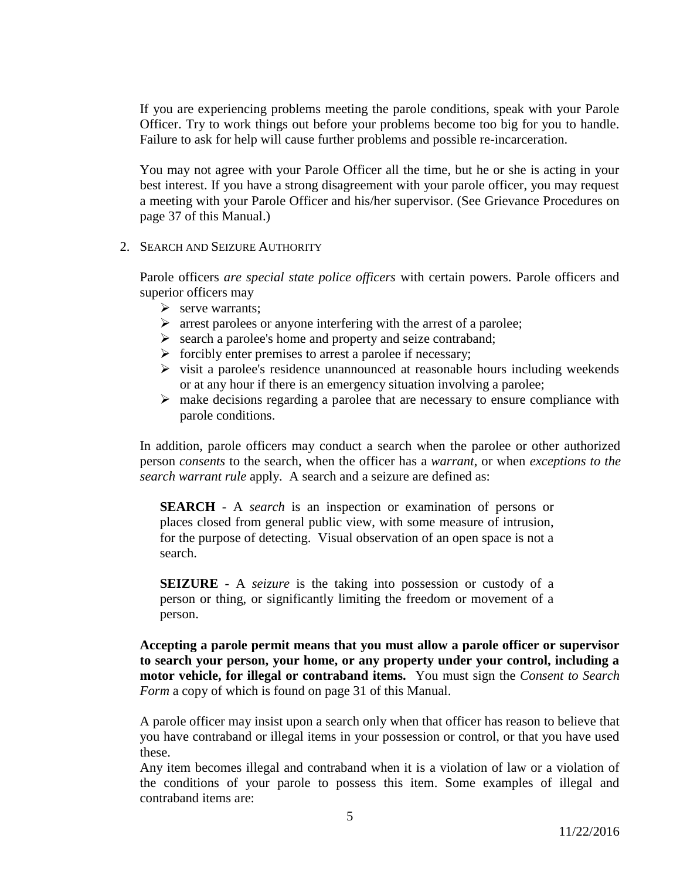If you are experiencing problems meeting the parole conditions, speak with your Parole Officer. Try to work things out before your problems become too big for you to handle. Failure to ask for help will cause further problems and possible re-incarceration.

You may not agree with your Parole Officer all the time, but he or she is acting in your best interest. If you have a strong disagreement with your parole officer, you may request a meeting with your Parole Officer and his/her supervisor. (See Grievance Procedures on page 37 of this Manual.)

2. SEARCH AND SEIZURE AUTHORITY

Parole officers *are special state police officers* with certain powers. Parole officers and superior officers may

- serve warrants;
- arrest parolees or anyone interfering with the arrest of a parolee;
- search a parolee's home and property and seize contraband;
- forcibly enter premises to arrest a parolee if necessary;
- visit a parolee's residence unannounced at reasonable hours including weekends or at any hour if there is an emergency situation involving a parolee;
- make decisions regarding a parolee that are necessary to ensure compliance with parole conditions.

In addition, parole officers may conduct a search when the parolee or other authorized person *consents* to the search, when the officer has a *warrant*, or when *exceptions to the search warrant rule* apply. A search and a seizure are defined as:

> **SEARCH** - A *search* is an inspection or examination of persons or places closed from general public view, with some measure of intrusion, for the purpose of detecting. Visual observation of an open space is not a search.
>
> **SEIZURE** - A *seizure* is the taking into possession or custody of a person or thing, or significantly limiting the freedom or movement of a person.

**Accepting a parole permit means that you must allow a parole officer or supervisor to search your person, your home, or any property under your control, including a motor vehicle, for illegal or contraband items.** You must sign the *Consent to Search Form* a copy of which is found on page 31 of this Manual.

A parole officer may insist upon a search only when that officer has reason to believe that you have contraband or illegal items in your possession or control, or that you have used these.

Any item becomes illegal and contraband when it is a violation of law or a violation of the conditions of your parole to possess this item. Some examples of illegal and contraband items are: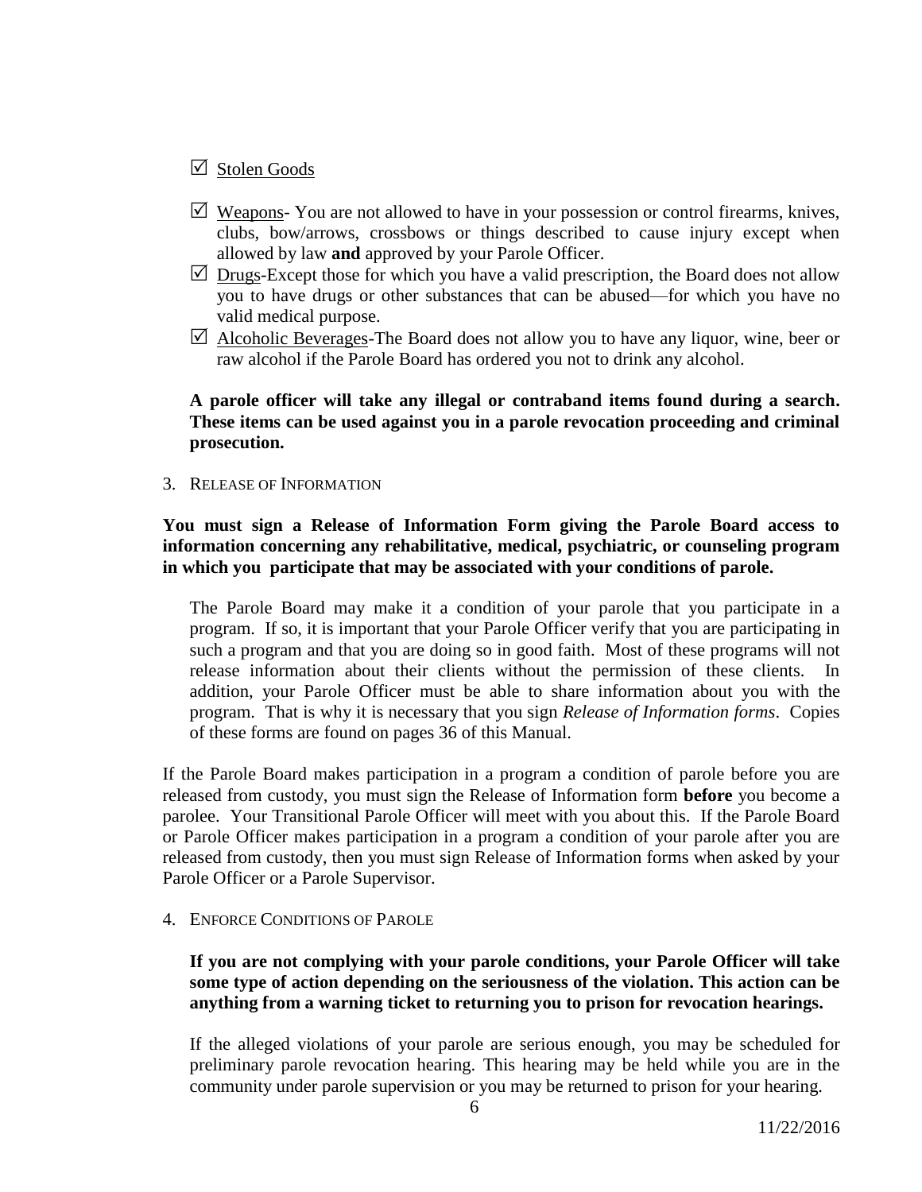- ☑ Stolen Goods

- ☑ Weapons- You are not allowed to have in your possession or control firearms, knives, clubs, bow/arrows, crossbows or things described to cause injury except when allowed by law **and** approved by your Parole Officer.
- ☑ Drugs-Except those for which you have a valid prescription, the Board does not allow you to have drugs or other substances that can be abused—for which you have no valid medical purpose.
- ☑ Alcoholic Beverages-The Board does not allow you to have any liquor, wine, beer or raw alcohol if the Parole Board has ordered you not to drink any alcohol.

**A parole officer will take any illegal or contraband items found during a search. These items can be used against you in a parole revocation proceeding and criminal prosecution.**

3. RELEASE OF INFORMATION

**You must sign a Release of Information Form giving the Parole Board access to information concerning any rehabilitative, medical, psychiatric, or counseling program in which you participate that may be associated with your conditions of parole.**

The Parole Board may make it a condition of your parole that you participate in a program. If so, it is important that your Parole Officer verify that you are participating in such a program and that you are doing so in good faith. Most of these programs will not release information about their clients without the permission of these clients. In addition, your Parole Officer must be able to share information about you with the program. That is why it is necessary that you sign *Release of Information forms*. Copies of these forms are found on pages 36 of this Manual.

If the Parole Board makes participation in a program a condition of parole before you are released from custody, you must sign the Release of Information form **before** you become a parolee. Your Transitional Parole Officer will meet with you about this. If the Parole Board or Parole Officer makes participation in a program a condition of your parole after you are released from custody, then you must sign Release of Information forms when asked by your Parole Officer or a Parole Supervisor.

4. ENFORCE CONDITIONS OF PAROLE

**If you are not complying with your parole conditions, your Parole Officer will take some type of action depending on the seriousness of the violation. This action can be anything from a warning ticket to returning you to prison for revocation hearings.**

If the alleged violations of your parole are serious enough, you may be scheduled for preliminary parole revocation hearing. This hearing may be held while you are in the community under parole supervision or you may be returned to prison for your hearing.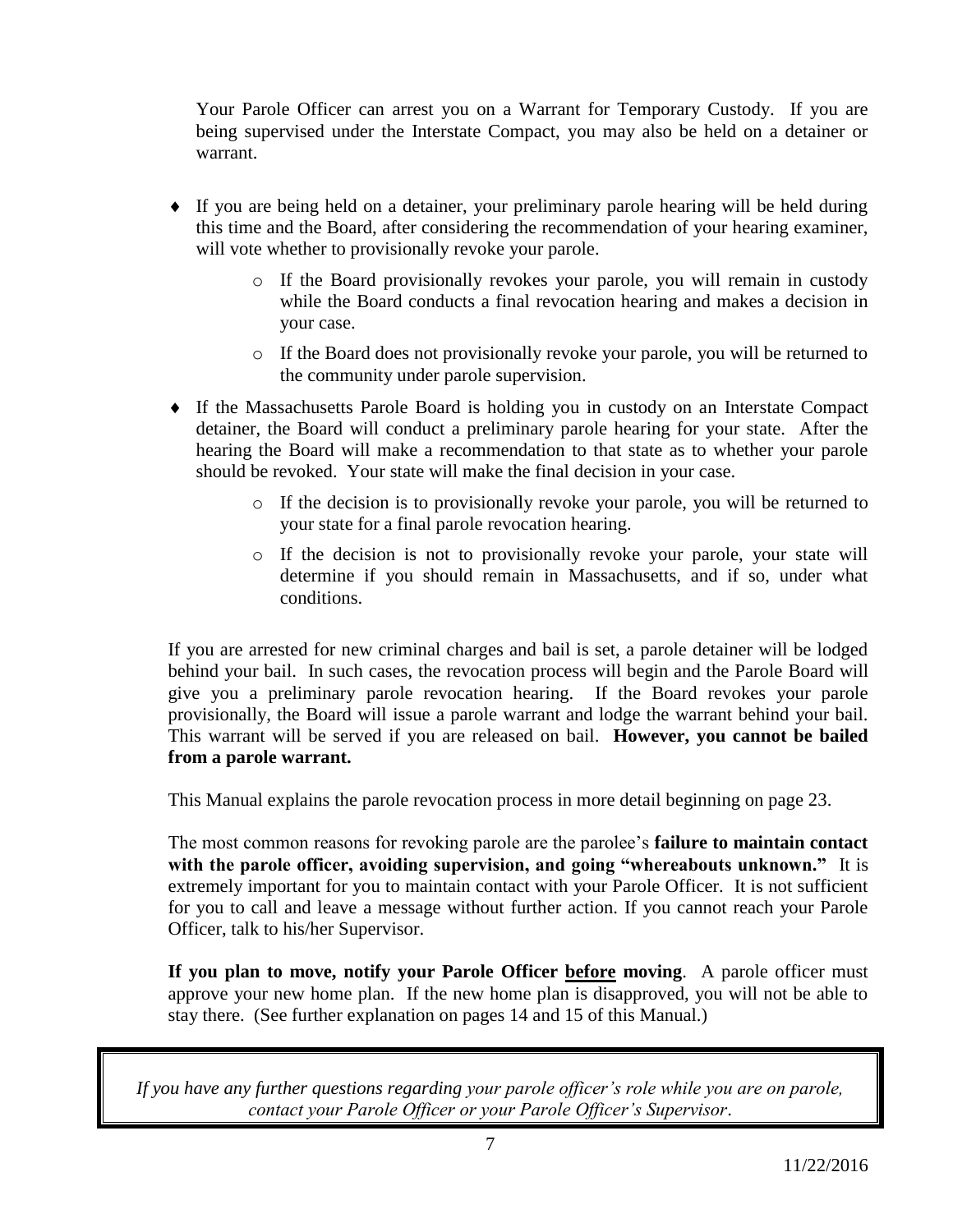Your Parole Officer can arrest you on a Warrant for Temporary Custody. If you are being supervised under the Interstate Compact, you may also be held on a detainer or warrant.

- If you are being held on a detainer, your preliminary parole hearing will be held during this time and the Board, after considering the recommendation of your hearing examiner, will vote whether to provisionally revoke your parole.
  - If the Board provisionally revokes your parole, you will remain in custody while the Board conducts a final revocation hearing and makes a decision in your case.
  - If the Board does not provisionally revoke your parole, you will be returned to the community under parole supervision.
- If the Massachusetts Parole Board is holding you in custody on an Interstate Compact detainer, the Board will conduct a preliminary parole hearing for your state. After the hearing the Board will make a recommendation to that state as to whether your parole should be revoked. Your state will make the final decision in your case.
  - If the decision is to provisionally revoke your parole, you will be returned to your state for a final parole revocation hearing.
  - If the decision is not to provisionally revoke your parole, your state will determine if you should remain in Massachusetts, and if so, under what conditions.

If you are arrested for new criminal charges and bail is set, a parole detainer will be lodged behind your bail. In such cases, the revocation process will begin and the Parole Board will give you a preliminary parole revocation hearing. If the Board revokes your parole provisionally, the Board will issue a parole warrant and lodge the warrant behind your bail. This warrant will be served if you are released on bail. **However, you cannot be bailed from a parole warrant.**

This Manual explains the parole revocation process in more detail beginning on page 23.

The most common reasons for revoking parole are the parolee's **failure to maintain contact with the parole officer, avoiding supervision, and going "whereabouts unknown."** It is extremely important for you to maintain contact with your Parole Officer. It is not sufficient for you to call and leave a message without further action. If you cannot reach your Parole Officer, talk to his/her Supervisor.

**If you plan to move, notify your Parole Officer <u>before</u> moving**. A parole officer must approve your new home plan. If the new home plan is disapproved, you will not be able to stay there. (See further explanation on pages 14 and 15 of this Manual.)

*If you have any further questions regarding your parole officer's role while you are on parole, contact your Parole Officer or your Parole Officer's Supervisor.*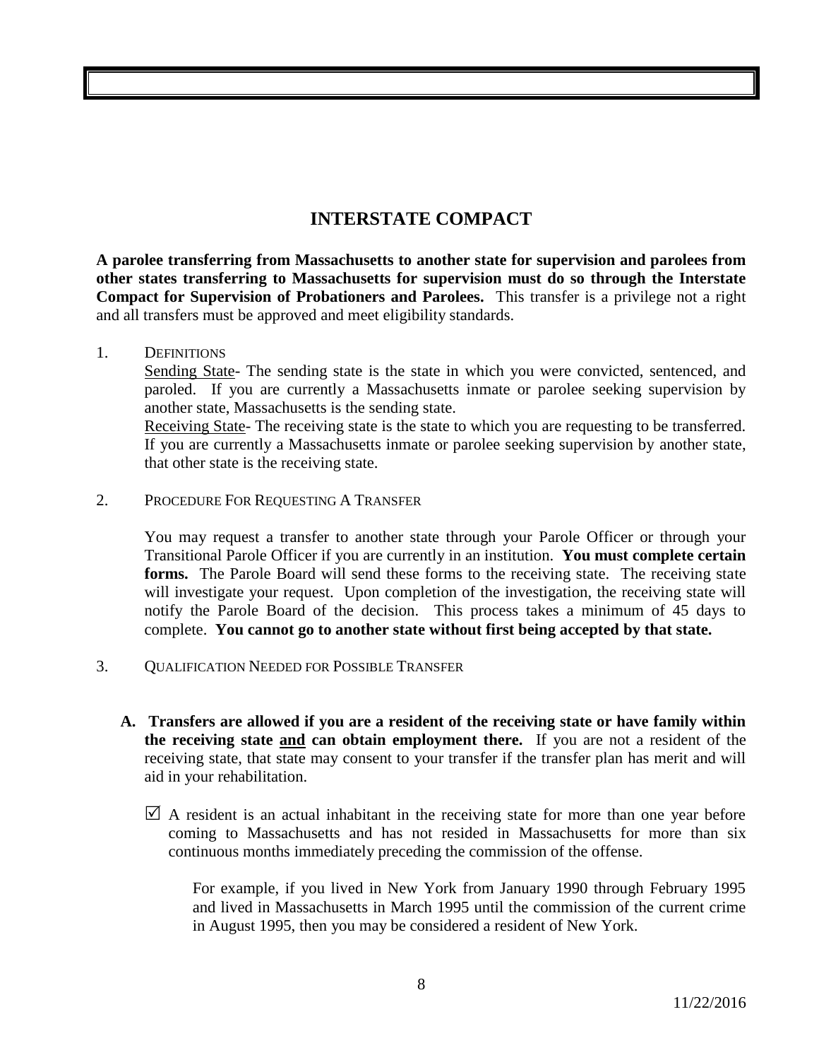# INTERSTATE COMPACT

**A parolee transferring from Massachusetts to another state for supervision and parolees from other states transferring to Massachusetts for supervision must do so through the Interstate Compact for Supervision of Probationers and Parolees.** This transfer is a privilege not a right and all transfers must be approved and meet eligibility standards.

1. DEFINITIONS

   Sending State- The sending state is the state in which you were convicted, sentenced, and paroled. If you are currently a Massachusetts inmate or parolee seeking supervision by another state, Massachusetts is the sending state.

   Receiving State- The receiving state is the state to which you are requesting to be transferred. If you are currently a Massachusetts inmate or parolee seeking supervision by another state, that other state is the receiving state.

2. PROCEDURE FOR REQUESTING A TRANSFER

   You may request a transfer to another state through your Parole Officer or through your Transitional Parole Officer if you are currently in an institution. **You must complete certain forms.** The Parole Board will send these forms to the receiving state. The receiving state will investigate your request. Upon completion of the investigation, the receiving state will notify the Parole Board of the decision. This process takes a minimum of 45 days to complete. **You cannot go to another state without first being accepted by that state.**

3. QUALIFICATION NEEDED FOR POSSIBLE TRANSFER

   **A. Transfers are allowed if you are a resident of the receiving state or have family within the receiving state <u>and</u> can obtain employment there.** If you are not a resident of the receiving state, that state may consent to your transfer if the transfer plan has merit and will aid in your rehabilitation.

   ☑ A resident is an actual inhabitant in the receiving state for more than one year before coming to Massachusetts and has not resided in Massachusetts for more than six continuous months immediately preceding the commission of the offense.

   For example, if you lived in New York from January 1990 through February 1995 and lived in Massachusetts in March 1995 until the commission of the current crime in August 1995, then you may be considered a resident of New York.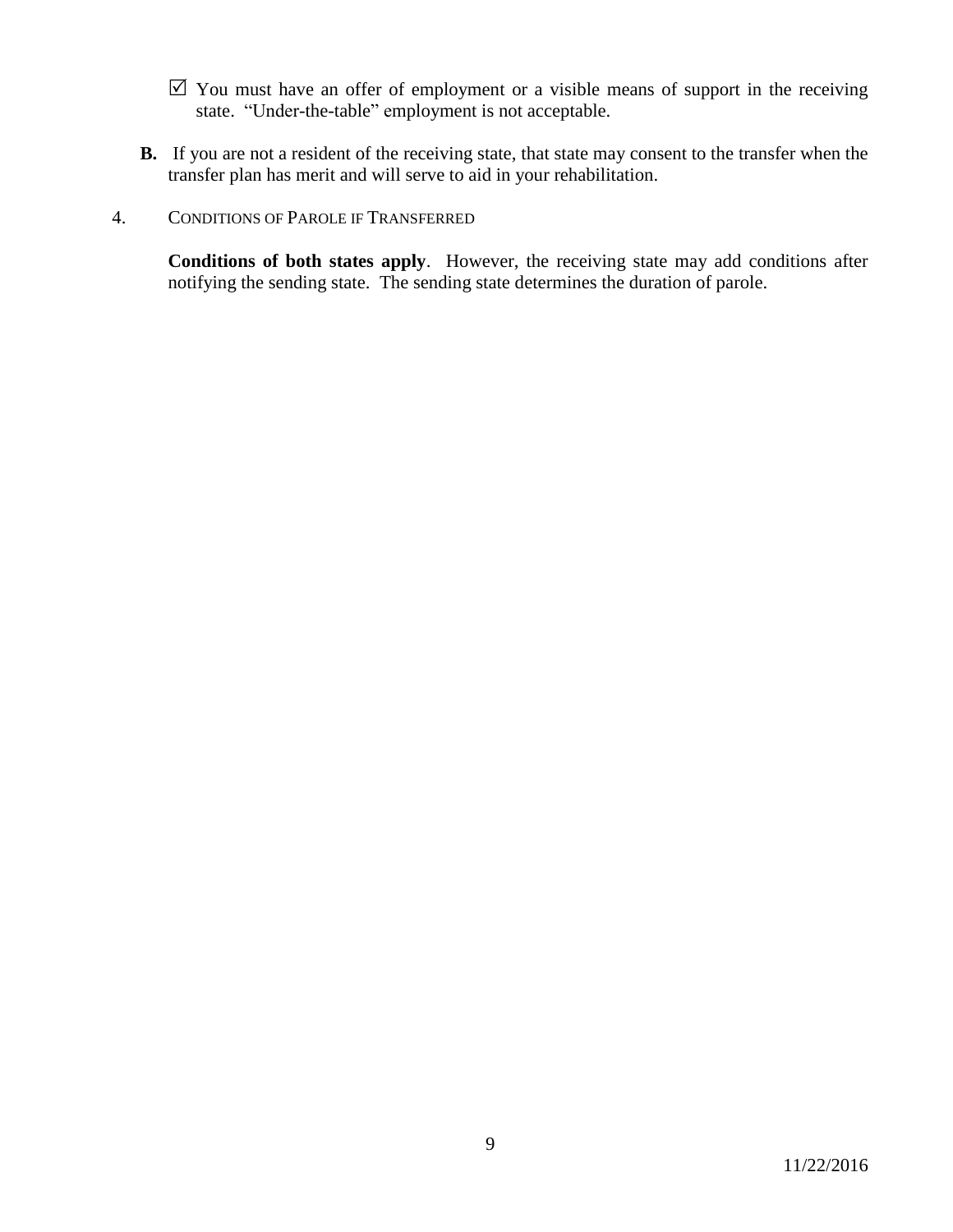- ☑ You must have an offer of employment or a visible means of support in the receiving state. "Under-the-table" employment is not acceptable.

**B.** If you are not a resident of the receiving state, that state may consent to the transfer when the transfer plan has merit and will serve to aid in your rehabilitation.

4. CONDITIONS OF PAROLE IF TRANSFERRED

**Conditions of both states apply**. However, the receiving state may add conditions after notifying the sending state. The sending state determines the duration of parole.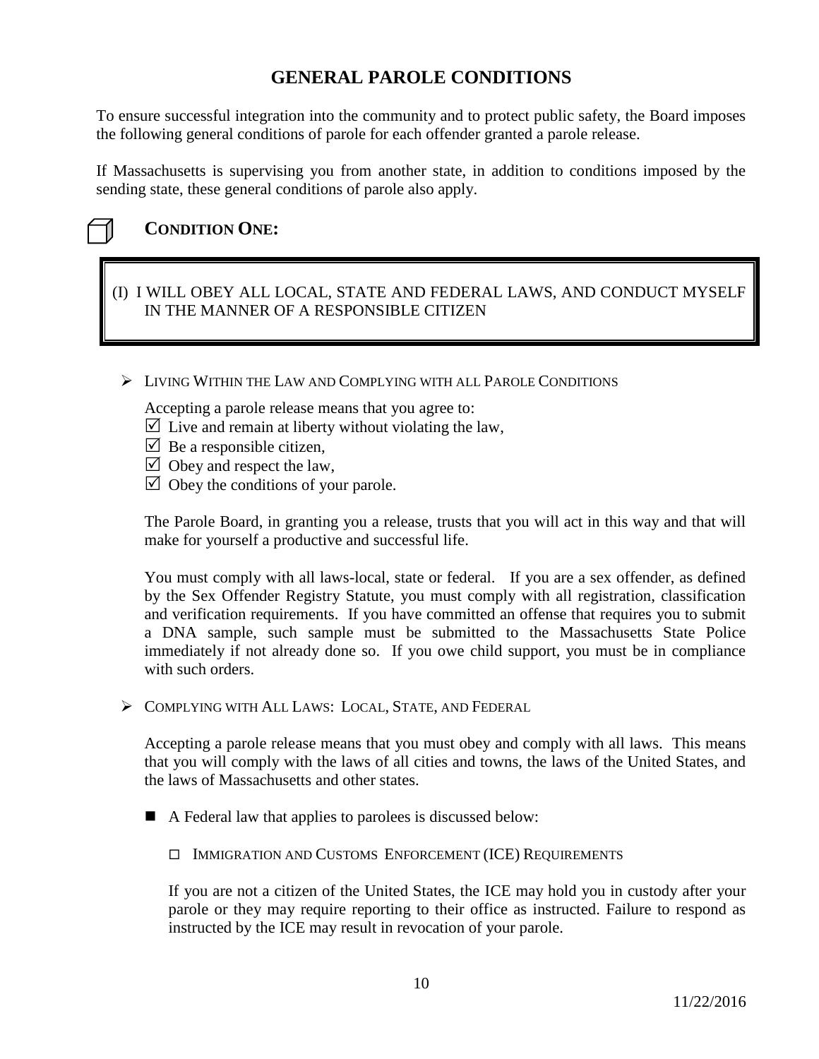# GENERAL PAROLE CONDITIONS

To ensure successful integration into the community and to protect public safety, the Board imposes the following general conditions of parole for each offender granted a parole release.

If Massachusetts is supervising you from another state, in addition to conditions imposed by the sending state, these general conditions of parole also apply.

## CONDITION ONE:

> (I) I WILL OBEY ALL LOCAL, STATE AND FEDERAL LAWS, AND CONDUCT MYSELF IN THE MANNER OF A RESPONSIBLE CITIZEN

- LIVING WITHIN THE LAW AND COMPLYING WITH ALL PAROLE CONDITIONS

  Accepting a parole release means that you agree to:

  - ☑ Live and remain at liberty without violating the law,
  - ☑ Be a responsible citizen,
  - ☑ Obey and respect the law,
  - ☑ Obey the conditions of your parole.

  The Parole Board, in granting you a release, trusts that you will act in this way and that will make for yourself a productive and successful life.

  You must comply with all laws-local, state or federal. If you are a sex offender, as defined by the Sex Offender Registry Statute, you must comply with all registration, classification and verification requirements. If you have committed an offense that requires you to submit a DNA sample, such sample must be submitted to the Massachusetts State Police immediately if not already done so. If you owe child support, you must be in compliance with such orders.

- COMPLYING WITH ALL LAWS: LOCAL, STATE, AND FEDERAL

  Accepting a parole release means that you must obey and comply with all laws. This means that you will comply with the laws of all cities and towns, the laws of the United States, and the laws of Massachusetts and other states.

  - A Federal law that applies to parolees is discussed below:

    ☐ IMMIGRATION AND CUSTOMS ENFORCEMENT (ICE) REQUIREMENTS

    If you are not a citizen of the United States, the ICE may hold you in custody after your parole or they may require reporting to their office as instructed. Failure to respond as instructed by the ICE may result in revocation of your parole.

11/22/2016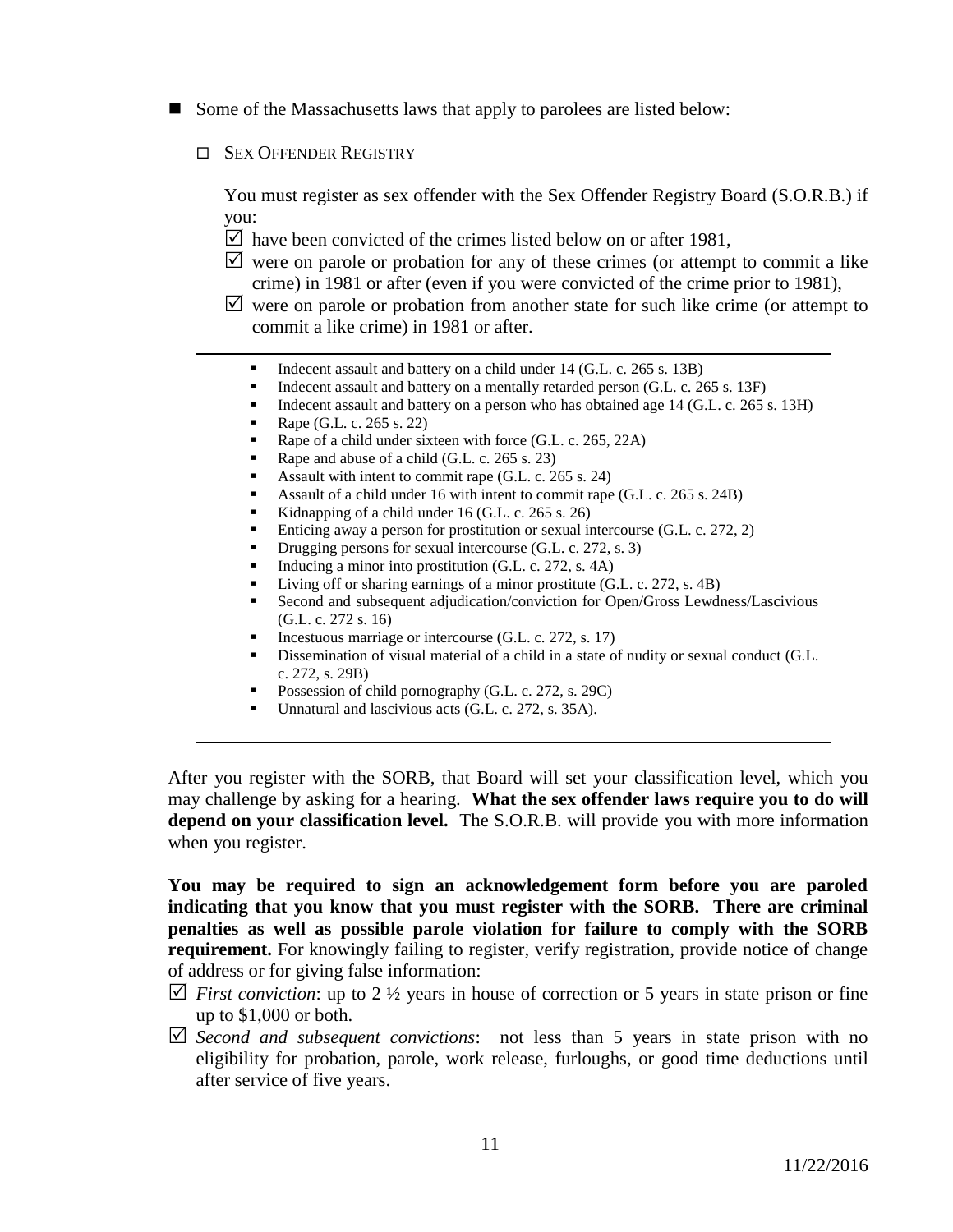- Some of the Massachusetts laws that apply to parolees are listed below:

  - SEX OFFENDER REGISTRY

    You must register as sex offender with the Sex Offender Registry Board (S.O.R.B.) if you:

    - ☑ have been convicted of the crimes listed below on or after 1981,
    - ☑ were on parole or probation for any of these crimes (or attempt to commit a like crime) in 1981 or after (even if you were convicted of the crime prior to 1981),
    - ☑ were on parole or probation from another state for such like crime (or attempt to commit a like crime) in 1981 or after.

> - Indecent assault and battery on a child under 14 (G.L. c. 265 s. 13B)
> - Indecent assault and battery on a mentally retarded person (G.L. c. 265 s. 13F)
> - Indecent assault and battery on a person who has obtained age 14 (G.L. c. 265 s. 13H)
> - Rape (G.L. c. 265 s. 22)
> - Rape of a child under sixteen with force (G.L. c. 265, 22A)
> - Rape and abuse of a child (G.L. c. 265 s. 23)
> - Assault with intent to commit rape (G.L. c. 265 s. 24)
> - Assault of a child under 16 with intent to commit rape (G.L. c. 265 s. 24B)
> - Kidnapping of a child under 16 (G.L. c. 265 s. 26)
> - Enticing away a person for prostitution or sexual intercourse (G.L. c. 272, 2)
> - Drugging persons for sexual intercourse (G.L. c. 272, s. 3)
> - Inducing a minor into prostitution (G.L. c. 272, s. 4A)
> - Living off or sharing earnings of a minor prostitute (G.L. c. 272, s. 4B)
> - Second and subsequent adjudication/conviction for Open/Gross Lewdness/Lascivious (G.L. c. 272 s. 16)
> - Incestuous marriage or intercourse (G.L. c. 272, s. 17)
> - Dissemination of visual material of a child in a state of nudity or sexual conduct (G.L. c. 272, s. 29B)
> - Possession of child pornography (G.L. c. 272, s. 29C)
> - Unnatural and lascivious acts (G.L. c. 272, s. 35A).

After you register with the SORB, that Board will set your classification level, which you may challenge by asking for a hearing. **What the sex offender laws require you to do will depend on your classification level.** The S.O.R.B. will provide you with more information when you register.

**You may be required to sign an acknowledgement form before you are paroled indicating that you know that you must register with the SORB. There are criminal penalties as well as possible parole violation for failure to comply with the SORB requirement.** For knowingly failing to register, verify registration, provide notice of change of address or for giving false information:

- ☑ *First conviction*: up to 2 ½ years in house of correction or 5 years in state prison or fine up to $1,000 or both.
- ☑ *Second and subsequent convictions*: not less than 5 years in state prison with no eligibility for probation, parole, work release, furloughs, or good time deductions until after service of five years.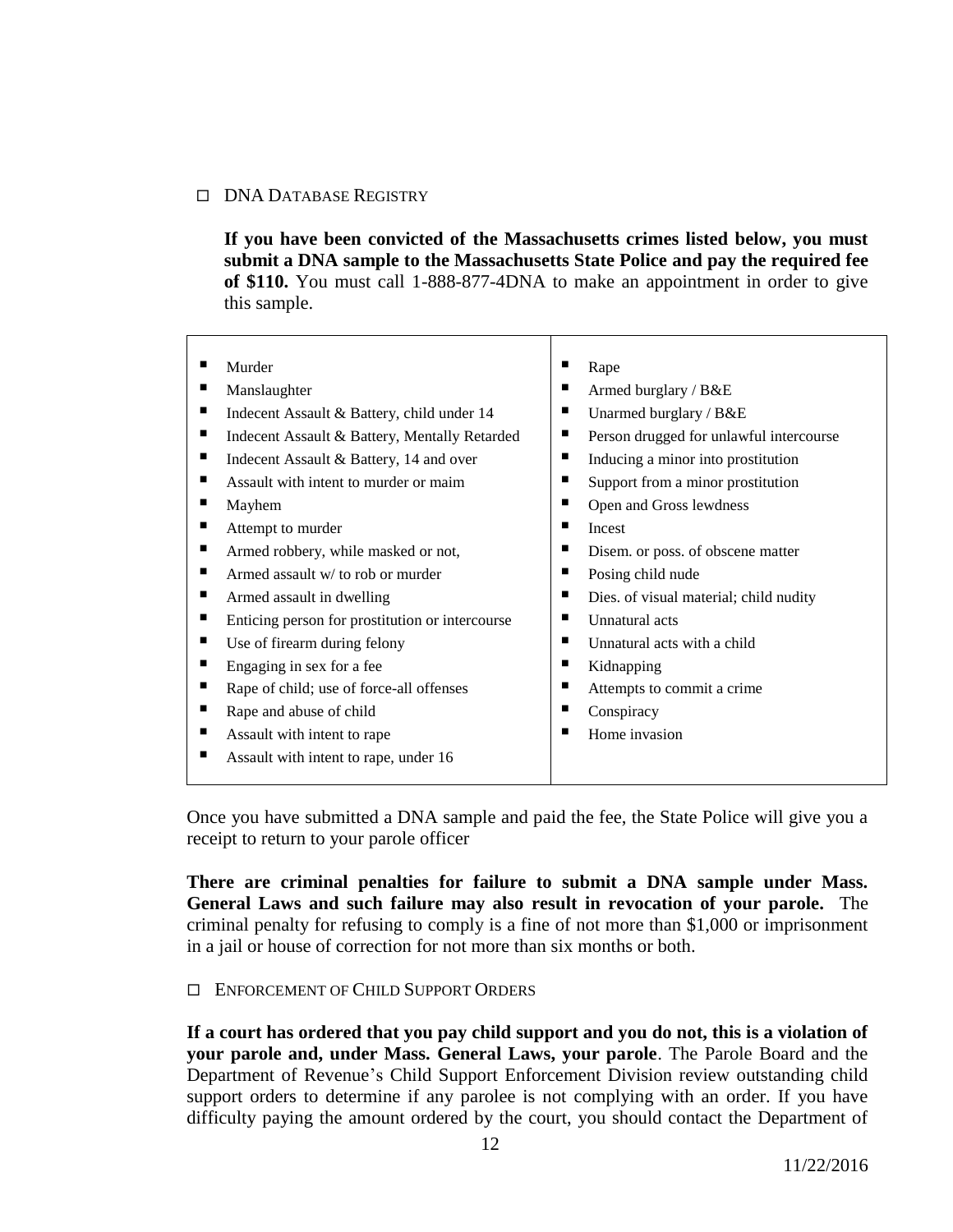☐ DNA DATABASE REGISTRY

**If you have been convicted of the Massachusetts crimes listed below, you must submit a DNA sample to the Massachusetts State Police and pay the required fee of $110.** You must call 1-888-877-4DNA to make an appointment in order to give this sample.

| | |
|---|---|
| ▪ Murder | ▪ Rape |
| ▪ Manslaughter | ▪ Armed burglary / B&E |
| ▪ Indecent Assault & Battery, child under 14 | ▪ Unarmed burglary / B&E |
| ▪ Indecent Assault & Battery, Mentally Retarded | ▪ Person drugged for unlawful intercourse |
| ▪ Indecent Assault & Battery, 14 and over | ▪ Inducing a minor into prostitution |
| ▪ Assault with intent to murder or maim | ▪ Support from a minor prostitution |
| ▪ Mayhem | ▪ Open and Gross lewdness |
| ▪ Attempt to murder | ▪ Incest |
| ▪ Armed robbery, while masked or not, | ▪ Disem. or poss. of obscene matter |
| ▪ Armed assault w/ to rob or murder | ▪ Posing child nude |
| ▪ Armed assault in dwelling | ▪ Dies. of visual material; child nudity |
| ▪ Enticing person for prostitution or intercourse | ▪ Unnatural acts |
| ▪ Use of firearm during felony | ▪ Unnatural acts with a child |
| ▪ Engaging in sex for a fee | ▪ Kidnapping |
| ▪ Rape of child; use of force-all offenses | ▪ Attempts to commit a crime |
| ▪ Rape and abuse of child | ▪ Conspiracy |
| ▪ Assault with intent to rape | ▪ Home invasion |
| ▪ Assault with intent to rape, under 16 | |

Once you have submitted a DNA sample and paid the fee, the State Police will give you a receipt to return to your parole officer

**There are criminal penalties for failure to submit a DNA sample under Mass. General Laws and such failure may also result in revocation of your parole.** The criminal penalty for refusing to comply is a fine of not more than $1,000 or imprisonment in a jail or house of correction for not more than six months or both.

☐ ENFORCEMENT OF CHILD SUPPORT ORDERS

**If a court has ordered that you pay child support and you do not, this is a violation of your parole and, under Mass. General Laws, your parole**. The Parole Board and the Department of Revenue's Child Support Enforcement Division review outstanding child support orders to determine if any parolee is not complying with an order. If you have difficulty paying the amount ordered by the court, you should contact the Department of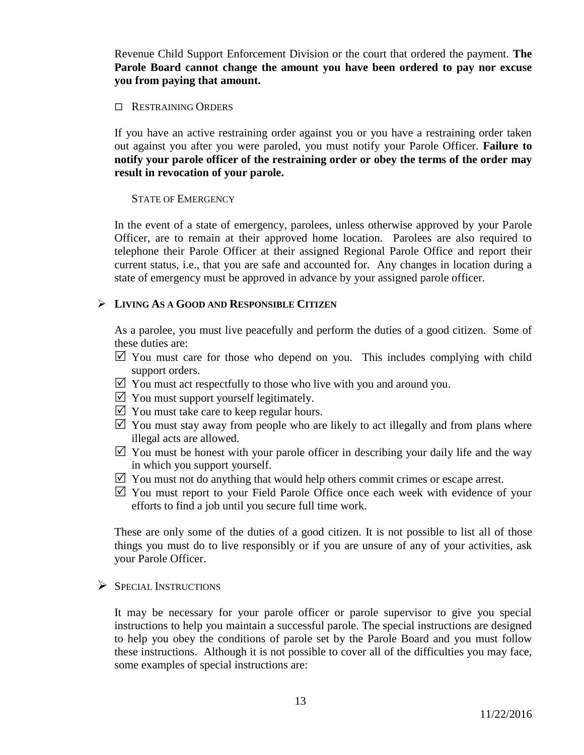Revenue Child Support Enforcement Division or the court that ordered the payment. **The Parole Board cannot change the amount you have been ordered to pay nor excuse you from paying that amount.**

☐ RESTRAINING ORDERS

If you have an active restraining order against you or you have a restraining order taken out against you after you were paroled, you must notify your Parole Officer. **Failure to notify your parole officer of the restraining order or obey the terms of the order may result in revocation of your parole.**

STATE OF EMERGENCY

In the event of a state of emergency, parolees, unless otherwise approved by your Parole Officer, are to remain at their approved home location. Parolees are also required to telephone their Parole Officer at their assigned Regional Parole Office and report their current status, i.e., that you are safe and accounted for. Any changes in location during a state of emergency must be approved in advance by your assigned parole officer.

➢ **LIVING AS A GOOD AND RESPONSIBLE CITIZEN**

As a parolee, you must live peacefully and perform the duties of a good citizen. Some of these duties are:

- ☑ You must care for those who depend on you. This includes complying with child support orders.
- ☑ You must act respectfully to those who live with you and around you.
- ☑ You must support yourself legitimately.
- ☑ You must take care to keep regular hours.
- ☑ You must stay away from people who are likely to act illegally and from plans where illegal acts are allowed.
- ☑ You must be honest with your parole officer in describing your daily life and the way in which you support yourself.
- ☑ You must not do anything that would help others commit crimes or escape arrest.
- ☑ You must report to your Field Parole Office once each week with evidence of your efforts to find a job until you secure full time work.

These are only some of the duties of a good citizen. It is not possible to list all of those things you must do to live responsibly or if you are unsure of any of your activities, ask your Parole Officer.

➢ SPECIAL INSTRUCTIONS

It may be necessary for your parole officer or parole supervisor to give you special instructions to help you maintain a successful parole. The special instructions are designed to help you obey the conditions of parole set by the Parole Board and you must follow these instructions. Although it is not possible to cover all of the difficulties you may face, some examples of special instructions are: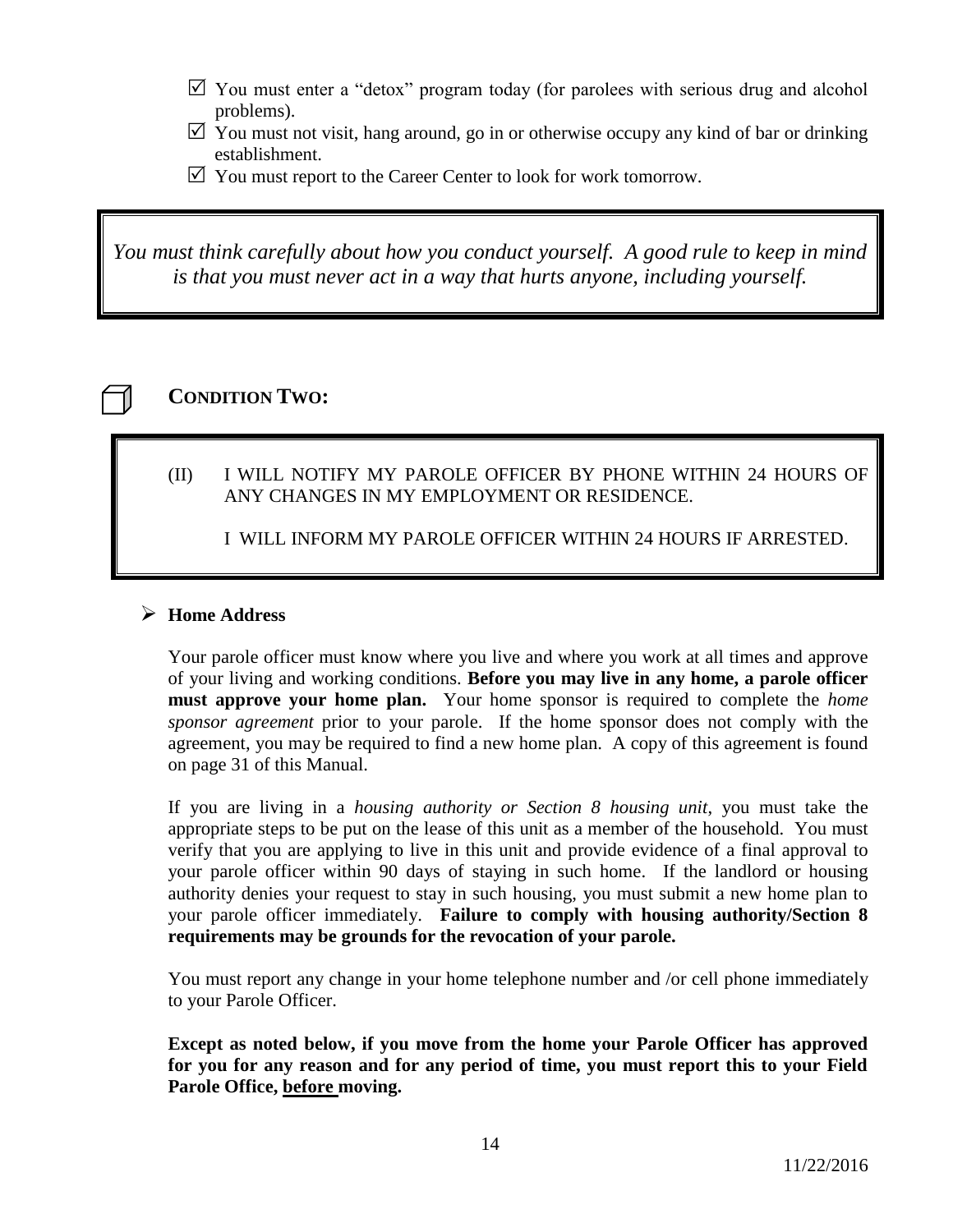- ☑ You must enter a "detox" program today (for parolees with serious drug and alcohol problems).
- ☑ You must not visit, hang around, go in or otherwise occupy any kind of bar or drinking establishment.
- ☑ You must report to the Career Center to look for work tomorrow.

> *You must think carefully about how you conduct yourself. A good rule to keep in mind is that you must never act in a way that hurts anyone, including yourself.*

## ☐ CONDITION TWO:

> (II) I WILL NOTIFY MY PAROLE OFFICER BY PHONE WITHIN 24 HOURS OF ANY CHANGES IN MY EMPLOYMENT OR RESIDENCE.
>
> I WILL INFORM MY PAROLE OFFICER WITHIN 24 HOURS IF ARRESTED.

- **Home Address**

Your parole officer must know where you live and where you work at all times and approve of your living and working conditions. **Before you may live in any home, a parole officer must approve your home plan.** Your home sponsor is required to complete the *home sponsor agreement* prior to your parole. If the home sponsor does not comply with the agreement, you may be required to find a new home plan. A copy of this agreement is found on page 31 of this Manual.

If you are living in a *housing authority or Section 8 housing unit*, you must take the appropriate steps to be put on the lease of this unit as a member of the household. You must verify that you are applying to live in this unit and provide evidence of a final approval to your parole officer within 90 days of staying in such home. If the landlord or housing authority denies your request to stay in such housing, you must submit a new home plan to your parole officer immediately. **Failure to comply with housing authority/Section 8 requirements may be grounds for the revocation of your parole.**

You must report any change in your home telephone number and /or cell phone immediately to your Parole Officer.

**Except as noted below, if you move from the home your Parole Officer has approved for you for any reason and for any period of time, you must report this to your Field Parole Office, <u>before</u> moving.**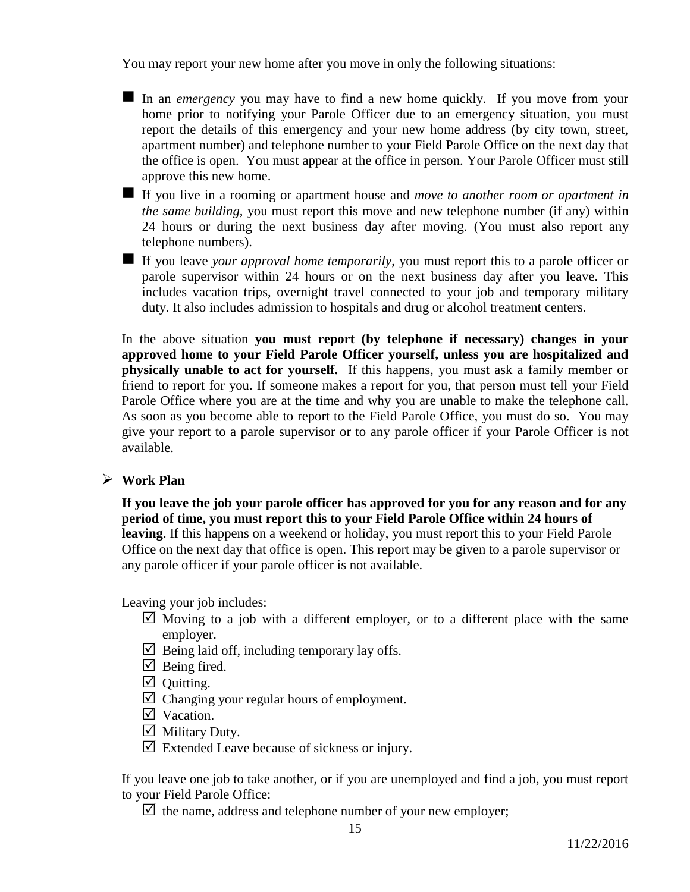You may report your new home after you move in only the following situations:

- In an *emergency* you may have to find a new home quickly. If you move from your home prior to notifying your Parole Officer due to an emergency situation, you must report the details of this emergency and your new home address (by city town, street, apartment number) and telephone number to your Field Parole Office on the next day that the office is open. You must appear at the office in person. Your Parole Officer must still approve this new home.
- If you live in a rooming or apartment house and *move to another room or apartment in the same building*, you must report this move and new telephone number (if any) within 24 hours or during the next business day after moving. (You must also report any telephone numbers).
- If you leave *your approval home temporarily*, you must report this to a parole officer or parole supervisor within 24 hours or on the next business day after you leave. This includes vacation trips, overnight travel connected to your job and temporary military duty. It also includes admission to hospitals and drug or alcohol treatment centers.

In the above situation **you must report (by telephone if necessary) changes in your approved home to your Field Parole Officer yourself, unless you are hospitalized and physically unable to act for yourself.** If this happens, you must ask a family member or friend to report for you. If someone makes a report for you, that person must tell your Field Parole Office where you are at the time and why you are unable to make the telephone call. As soon as you become able to report to the Field Parole Office, you must do so. You may give your report to a parole supervisor or to any parole officer if your Parole Officer is not available.

- **Work Plan**

**If you leave the job your parole officer has approved for you for any reason and for any period of time, you must report this to your Field Parole Office within 24 hours of leaving**. If this happens on a weekend or holiday, you must report this to your Field Parole Office on the next day that office is open. This report may be given to a parole supervisor or any parole officer if your parole officer is not available.

Leaving your job includes:

- ☑ Moving to a job with a different employer, or to a different place with the same employer.
- ☑ Being laid off, including temporary lay offs.
- ☑ Being fired.
- ☑ Quitting.
- ☑ Changing your regular hours of employment.
- ☑ Vacation.
- ☑ Military Duty.
- ☑ Extended Leave because of sickness or injury.

If you leave one job to take another, or if you are unemployed and find a job, you must report to your Field Parole Office:

- ☑ the name, address and telephone number of your new employer;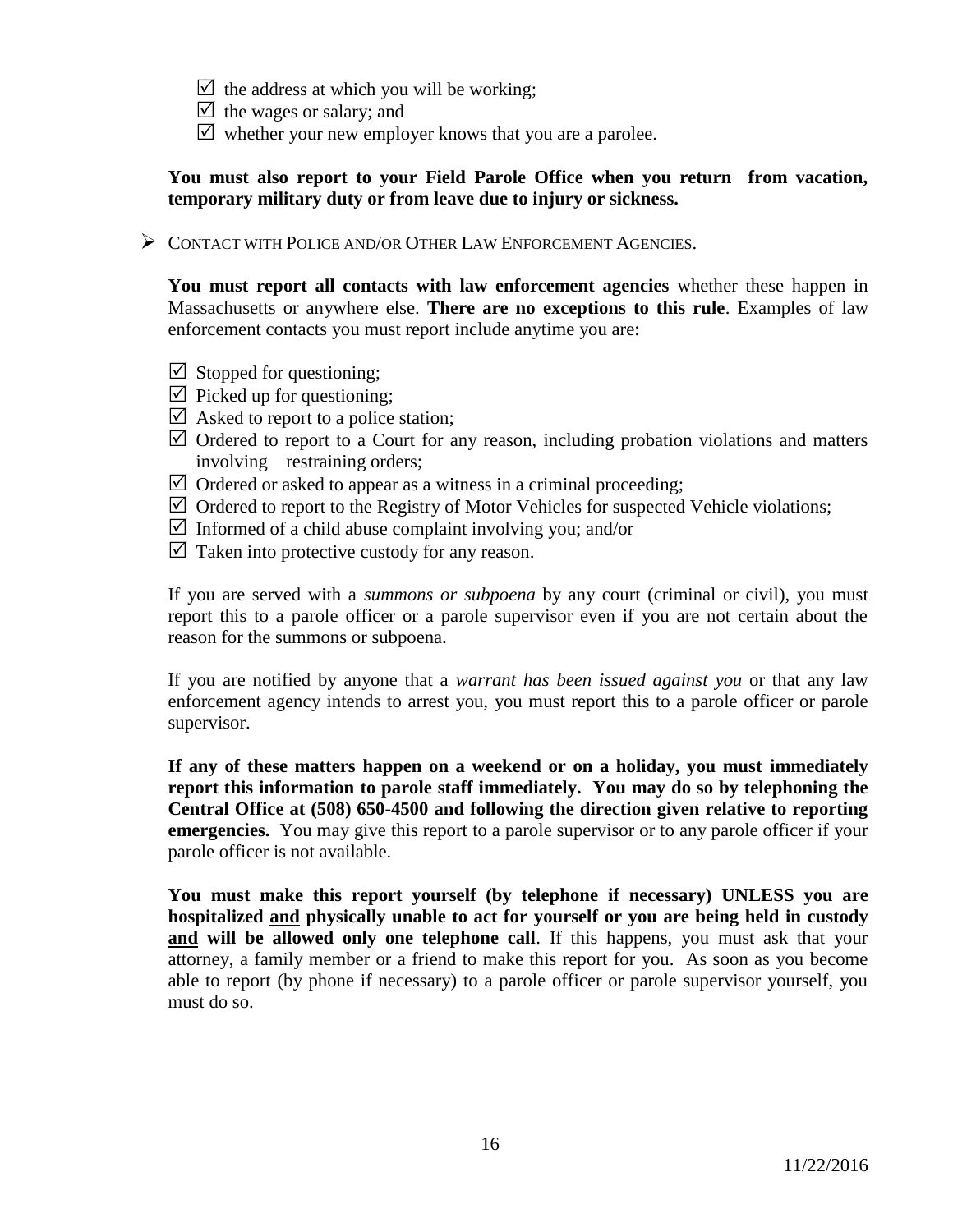- ☑ the address at which you will be working;
- ☑ the wages or salary; and
- ☑ whether your new employer knows that you are a parolee.

**You must also report to your Field Parole Office when you return from vacation, temporary military duty or from leave due to injury or sickness.**

- CONTACT WITH POLICE AND/OR OTHER LAW ENFORCEMENT AGENCIES.

**You must report all contacts with law enforcement agencies** whether these happen in Massachusetts or anywhere else. **There are no exceptions to this rule**. Examples of law enforcement contacts you must report include anytime you are:

- ☑ Stopped for questioning;
- ☑ Picked up for questioning;
- ☑ Asked to report to a police station;
- ☑ Ordered to report to a Court for any reason, including probation violations and matters involving restraining orders;
- ☑ Ordered or asked to appear as a witness in a criminal proceeding;
- ☑ Ordered to report to the Registry of Motor Vehicles for suspected Vehicle violations;
- ☑ Informed of a child abuse complaint involving you; and/or
- ☑ Taken into protective custody for any reason.

If you are served with a *summons or subpoena* by any court (criminal or civil), you must report this to a parole officer or a parole supervisor even if you are not certain about the reason for the summons or subpoena.

If you are notified by anyone that a *warrant has been issued against you* or that any law enforcement agency intends to arrest you, you must report this to a parole officer or parole supervisor.

**If any of these matters happen on a weekend or on a holiday, you must immediately report this information to parole staff immediately. You may do so by telephoning the Central Office at (508) 650-4500 and following the direction given relative to reporting emergencies.** You may give this report to a parole supervisor or to any parole officer if your parole officer is not available.

**You must make this report yourself (by telephone if necessary) UNLESS you are hospitalized <u>and</u> physically unable to act for yourself or you are being held in custody <u>and</u> will be allowed only one telephone call**. If this happens, you must ask that your attorney, a family member or a friend to make this report for you. As soon as you become able to report (by phone if necessary) to a parole officer or parole supervisor yourself, you must do so.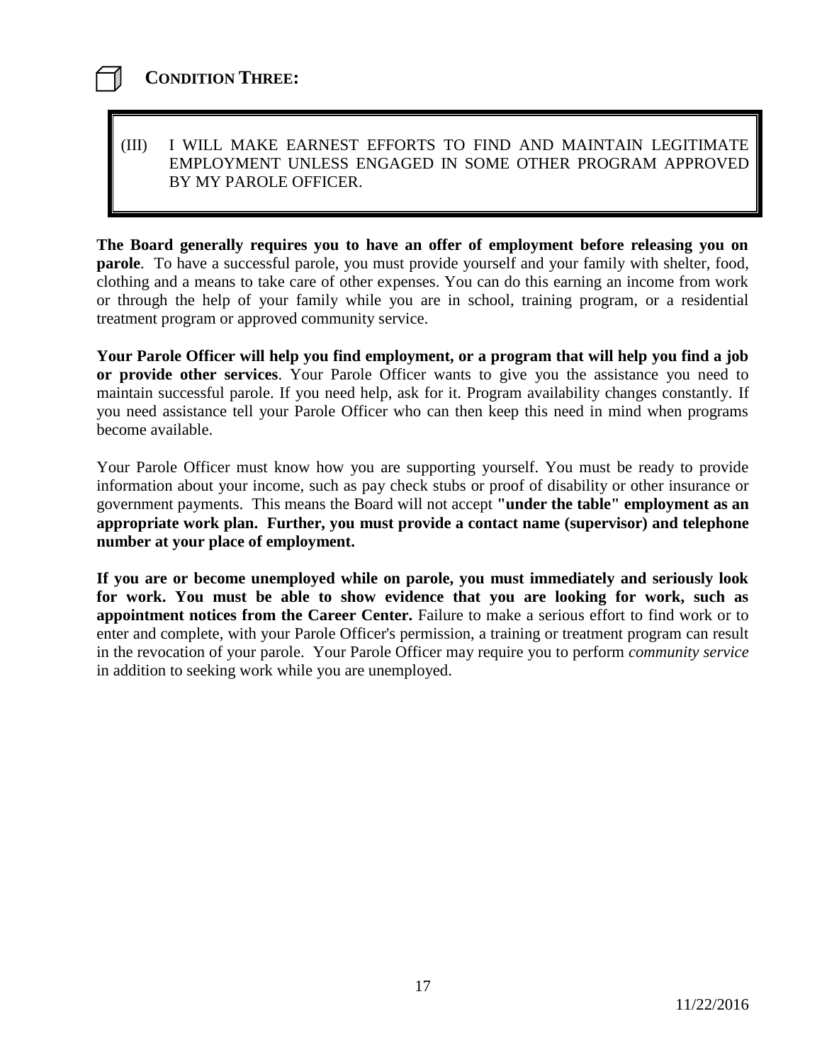## ☐ CONDITION THREE:

> (III) I WILL MAKE EARNEST EFFORTS TO FIND AND MAINTAIN LEGITIMATE EMPLOYMENT UNLESS ENGAGED IN SOME OTHER PROGRAM APPROVED BY MY PAROLE OFFICER.

**The Board generally requires you to have an offer of employment before releasing you on parole**. To have a successful parole, you must provide yourself and your family with shelter, food, clothing and a means to take care of other expenses. You can do this earning an income from work or through the help of your family while you are in school, training program, or a residential treatment program or approved community service.

**Your Parole Officer will help you find employment, or a program that will help you find a job or provide other services**. Your Parole Officer wants to give you the assistance you need to maintain successful parole. If you need help, ask for it. Program availability changes constantly. If you need assistance tell your Parole Officer who can then keep this need in mind when programs become available.

Your Parole Officer must know how you are supporting yourself. You must be ready to provide information about your income, such as pay check stubs or proof of disability or other insurance or government payments. This means the Board will not accept **"under the table" employment as an appropriate work plan. Further, you must provide a contact name (supervisor) and telephone number at your place of employment.**

**If you are or become unemployed while on parole, you must immediately and seriously look for work. You must be able to show evidence that you are looking for work, such as appointment notices from the Career Center.** Failure to make a serious effort to find work or to enter and complete, with your Parole Officer's permission, a training or treatment program can result in the revocation of your parole. Your Parole Officer may require you to perform *community service* in addition to seeking work while you are unemployed.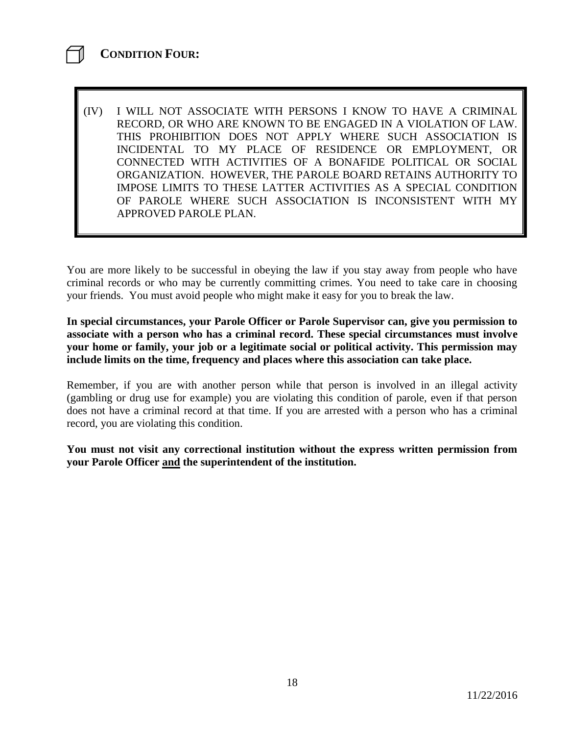## CONDITION FOUR:

> (IV) I WILL NOT ASSOCIATE WITH PERSONS I KNOW TO HAVE A CRIMINAL RECORD, OR WHO ARE KNOWN TO BE ENGAGED IN A VIOLATION OF LAW. THIS PROHIBITION DOES NOT APPLY WHERE SUCH ASSOCIATION IS INCIDENTAL TO MY PLACE OF RESIDENCE OR EMPLOYMENT, OR CONNECTED WITH ACTIVITIES OF A BONAFIDE POLITICAL OR SOCIAL ORGANIZATION. HOWEVER, THE PAROLE BOARD RETAINS AUTHORITY TO IMPOSE LIMITS TO THESE LATTER ACTIVITIES AS A SPECIAL CONDITION OF PAROLE WHERE SUCH ASSOCIATION IS INCONSISTENT WITH MY APPROVED PAROLE PLAN.

You are more likely to be successful in obeying the law if you stay away from people who have criminal records or who may be currently committing crimes. You need to take care in choosing your friends. You must avoid people who might make it easy for you to break the law.

**In special circumstances, your Parole Officer or Parole Supervisor can, give you permission to associate with a person who has a criminal record. These special circumstances must involve your home or family, your job or a legitimate social or political activity. This permission may include limits on the time, frequency and places where this association can take place.**

Remember, if you are with another person while that person is involved in an illegal activity (gambling or drug use for example) you are violating this condition of parole, even if that person does not have a criminal record at that time. If you are arrested with a person who has a criminal record, you are violating this condition.

**You must not visit any correctional institution without the express written permission from your Parole Officer <u>and</u> the superintendent of the institution.**

11/22/2016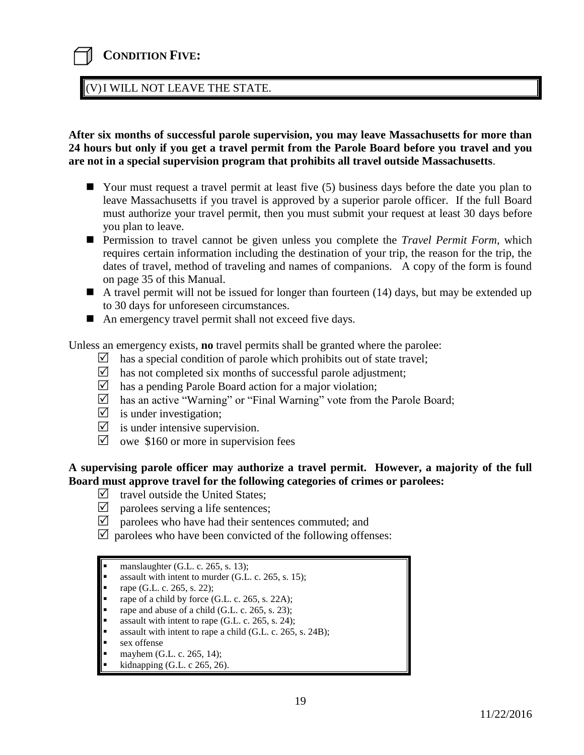## CONDITION FIVE:

(V) I WILL NOT LEAVE THE STATE.

**After six months of successful parole supervision, you may leave Massachusetts for more than 24 hours but only if you get a travel permit from the Parole Board before you travel and you are not in a special supervision program that prohibits all travel outside Massachusetts**.

- Your must request a travel permit at least five (5) business days before the date you plan to leave Massachusetts if you travel is approved by a superior parole officer. If the full Board must authorize your travel permit, then you must submit your request at least 30 days before you plan to leave.
- Permission to travel cannot be given unless you complete the *Travel Permit Form*, which requires certain information including the destination of your trip, the reason for the trip, the dates of travel, method of traveling and names of companions. A copy of the form is found on page 35 of this Manual.
- A travel permit will not be issued for longer than fourteen (14) days, but may be extended up to 30 days for unforeseen circumstances.
- An emergency travel permit shall not exceed five days.

Unless an emergency exists, **no** travel permits shall be granted where the parolee:

- ☑ has a special condition of parole which prohibits out of state travel;
- ☑ has not completed six months of successful parole adjustment;
- ☑ has a pending Parole Board action for a major violation;
- ☑ has an active "Warning" or "Final Warning" vote from the Parole Board;
- ☑ is under investigation;
- ☑ is under intensive supervision.
- ☑ owe $160 or more in supervision fees

**A supervising parole officer may authorize a travel permit. However, a majority of the full Board must approve travel for the following categories of crimes or parolees:**

- ☑ travel outside the United States;
- ☑ parolees serving a life sentences;
- ☑ parolees who have had their sentences commuted; and
- ☑ parolees who have been convicted of the following offenses:

- manslaughter (G.L. c. 265, s. 13);
- assault with intent to murder (G.L. c. 265, s. 15);
- rape (G.L. c. 265, s. 22);
- rape of a child by force (G.L. c. 265, s. 22A);
- rape and abuse of a child (G.L. c. 265, s. 23);
- assault with intent to rape (G.L. c. 265, s. 24);
- assault with intent to rape a child (G.L. c. 265, s. 24B);
- sex offense
- mayhem (G.L. c. 265, 14);
- kidnapping (G.L. c 265, 26).

11/22/2016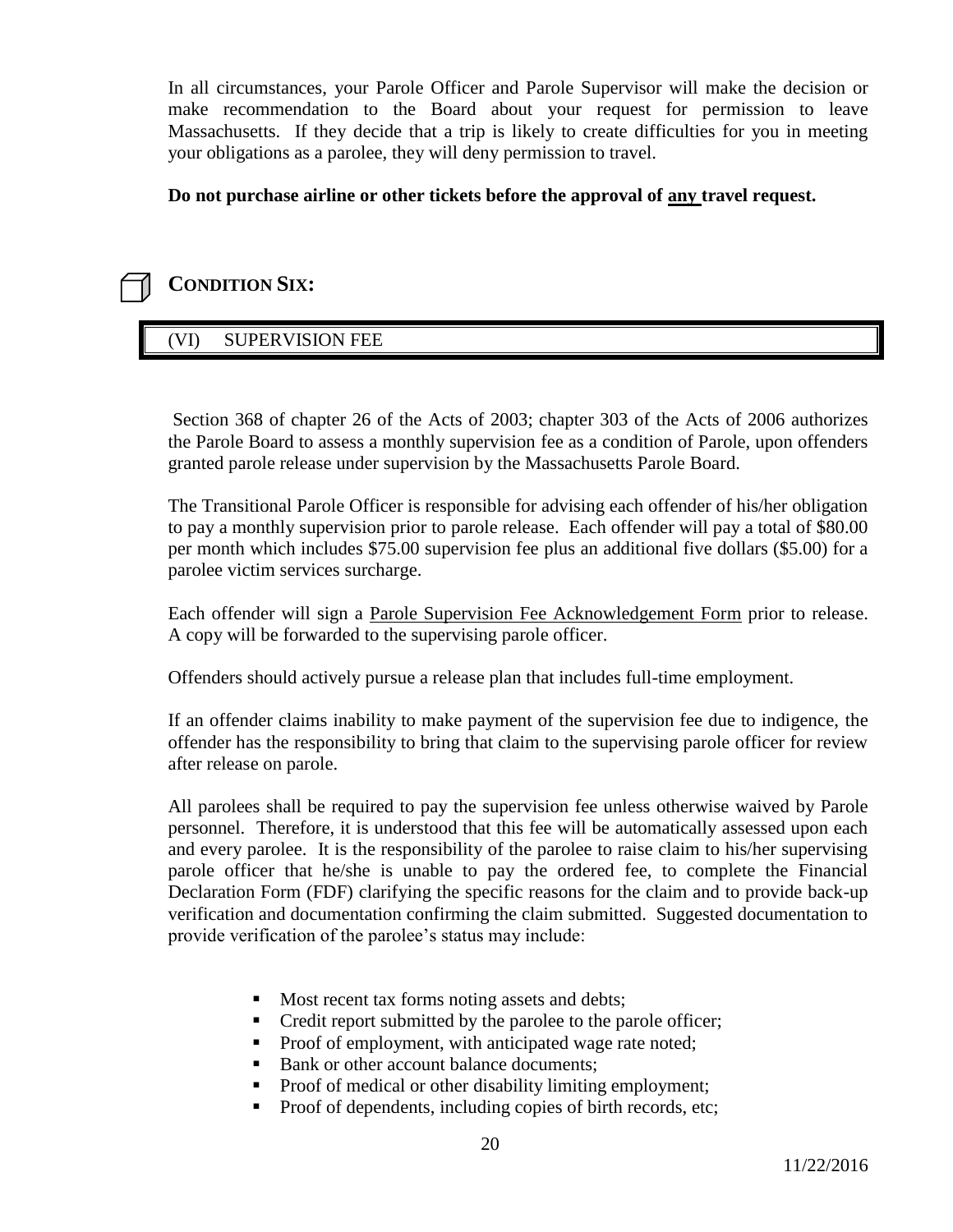In all circumstances, your Parole Officer and Parole Supervisor will make the decision or make recommendation to the Board about your request for permission to leave Massachusetts. If they decide that a trip is likely to create difficulties for you in meeting your obligations as a parolee, they will deny permission to travel.

**Do not purchase airline or other tickets before the approval of <u>any</u> travel request.**

## CONDITION SIX:

### (VI) SUPERVISION FEE

Section 368 of chapter 26 of the Acts of 2003; chapter 303 of the Acts of 2006 authorizes the Parole Board to assess a monthly supervision fee as a condition of Parole, upon offenders granted parole release under supervision by the Massachusetts Parole Board.

The Transitional Parole Officer is responsible for advising each offender of his/her obligation to pay a monthly supervision prior to parole release. Each offender will pay a total of $80.00 per month which includes $75.00 supervision fee plus an additional five dollars ($5.00) for a parolee victim services surcharge.

Each offender will sign a <u>Parole Supervision Fee Acknowledgement Form</u> prior to release. A copy will be forwarded to the supervising parole officer.

Offenders should actively pursue a release plan that includes full-time employment.

If an offender claims inability to make payment of the supervision fee due to indigence, the offender has the responsibility to bring that claim to the supervising parole officer for review after release on parole.

All parolees shall be required to pay the supervision fee unless otherwise waived by Parole personnel. Therefore, it is understood that this fee will be automatically assessed upon each and every parolee. It is the responsibility of the parolee to raise claim to his/her supervising parole officer that he/she is unable to pay the ordered fee, to complete the Financial Declaration Form (FDF) clarifying the specific reasons for the claim and to provide back-up verification and documentation confirming the claim submitted. Suggested documentation to provide verification of the parolee's status may include:

- Most recent tax forms noting assets and debts;
- Credit report submitted by the parolee to the parole officer;
- Proof of employment, with anticipated wage rate noted;
- Bank or other account balance documents;
- Proof of medical or other disability limiting employment;
- Proof of dependents, including copies of birth records, etc;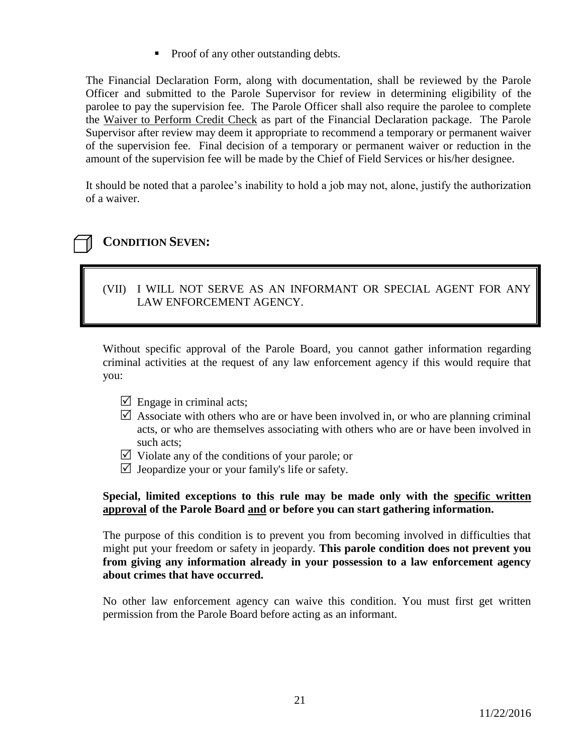- Proof of any other outstanding debts.

The Financial Declaration Form, along with documentation, shall be reviewed by the Parole Officer and submitted to the Parole Supervisor for review in determining eligibility of the parolee to pay the supervision fee. The Parole Officer shall also require the parolee to complete the Waiver to Perform Credit Check as part of the Financial Declaration package. The Parole Supervisor after review may deem it appropriate to recommend a temporary or permanent waiver of the supervision fee. Final decision of a temporary or permanent waiver or reduction in the amount of the supervision fee will be made by the Chief of Field Services or his/her designee.

It should be noted that a parolee's inability to hold a job may not, alone, justify the authorization of a waiver.

## CONDITION SEVEN:

> (VII) I WILL NOT SERVE AS AN INFORMANT OR SPECIAL AGENT FOR ANY LAW ENFORCEMENT AGENCY.

Without specific approval of the Parole Board, you cannot gather information regarding criminal activities at the request of any law enforcement agency if this would require that you:

- ☑ Engage in criminal acts;
- ☑ Associate with others who are or have been involved in, or who are planning criminal acts, or who are themselves associating with others who are or have been involved in such acts;
- ☑ Violate any of the conditions of your parole; or
- ☑ Jeopardize your or your family's life or safety.

**Special, limited exceptions to this rule may be made only with the <u>specific written approval</u> of the Parole Board <u>and</u> or before you can start gathering information.**

The purpose of this condition is to prevent you from becoming involved in difficulties that might put your freedom or safety in jeopardy. **This parole condition does not prevent you from giving any information already in your possession to a law enforcement agency about crimes that have occurred.**

No other law enforcement agency can waive this condition. You must first get written permission from the Parole Board before acting as an informant.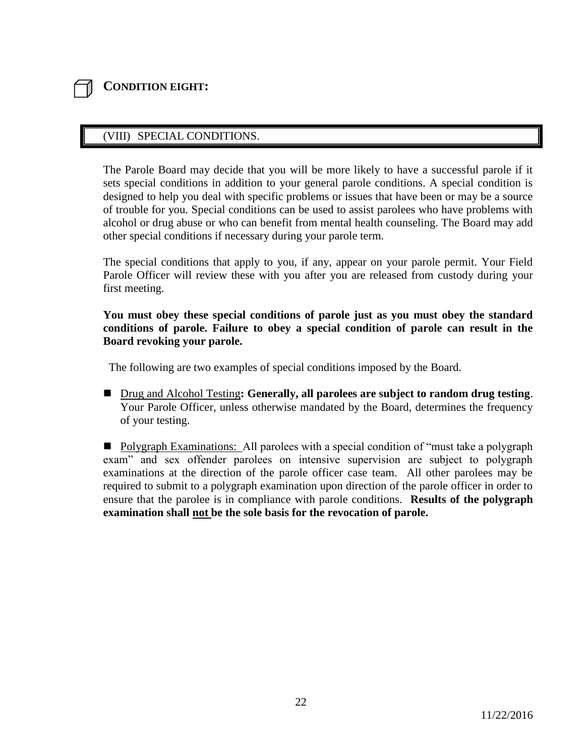## CONDITION EIGHT:

### (VIII) SPECIAL CONDITIONS.

The Parole Board may decide that you will be more likely to have a successful parole if it sets special conditions in addition to your general parole conditions. A special condition is designed to help you deal with specific problems or issues that have been or may be a source of trouble for you. Special conditions can be used to assist parolees who have problems with alcohol or drug abuse or who can benefit from mental health counseling. The Board may add other special conditions if necessary during your parole term.

The special conditions that apply to you, if any, appear on your parole permit. Your Field Parole Officer will review these with you after you are released from custody during your first meeting.

**You must obey these special conditions of parole just as you must obey the standard conditions of parole. Failure to obey a special condition of parole can result in the Board revoking your parole.**

The following are two examples of special conditions imposed by the Board.

- Drug and Alcohol Testing**: Generally, all parolees are subject to random drug testing**. Your Parole Officer, unless otherwise mandated by the Board, determines the frequency of your testing.

- Polygraph Examinations: All parolees with a special condition of "must take a polygraph exam" and sex offender parolees on intensive supervision are subject to polygraph examinations at the direction of the parole officer case team. All other parolees may be required to submit to a polygraph examination upon direction of the parole officer in order to ensure that the parolee is in compliance with parole conditions. **Results of the polygraph examination shall not be the sole basis for the revocation of parole.**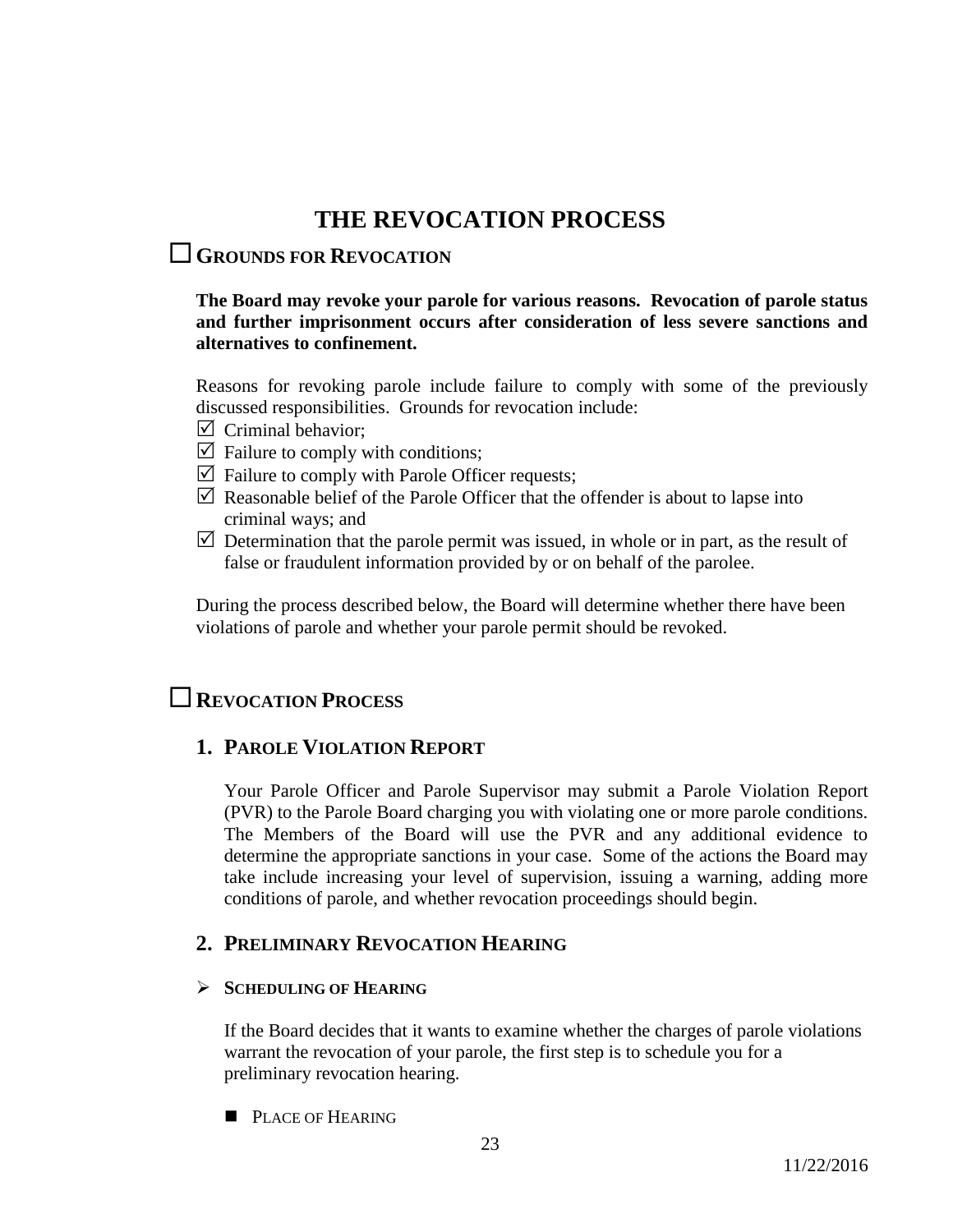# THE REVOCATION PROCESS

## ☐ GROUNDS FOR REVOCATION

**The Board may revoke your parole for various reasons. Revocation of parole status and further imprisonment occurs after consideration of less severe sanctions and alternatives to confinement.**

Reasons for revoking parole include failure to comply with some of the previously discussed responsibilities. Grounds for revocation include:

- ☑ Criminal behavior;
- ☑ Failure to comply with conditions;
- ☑ Failure to comply with Parole Officer requests;
- ☑ Reasonable belief of the Parole Officer that the offender is about to lapse into criminal ways; and
- ☑ Determination that the parole permit was issued, in whole or in part, as the result of false or fraudulent information provided by or on behalf of the parolee.

During the process described below, the Board will determine whether there have been violations of parole and whether your parole permit should be revoked.

## ☐ REVOCATION PROCESS

### 1. PAROLE VIOLATION REPORT

Your Parole Officer and Parole Supervisor may submit a Parole Violation Report (PVR) to the Parole Board charging you with violating one or more parole conditions. The Members of the Board will use the PVR and any additional evidence to determine the appropriate sanctions in your case. Some of the actions the Board may take include increasing your level of supervision, issuing a warning, adding more conditions of parole, and whether revocation proceedings should begin.

### 2. PRELIMINARY REVOCATION HEARING

- **SCHEDULING OF HEARING**

If the Board decides that it wants to examine whether the charges of parole violations warrant the revocation of your parole, the first step is to schedule you for a preliminary revocation hearing.

- PLACE OF HEARING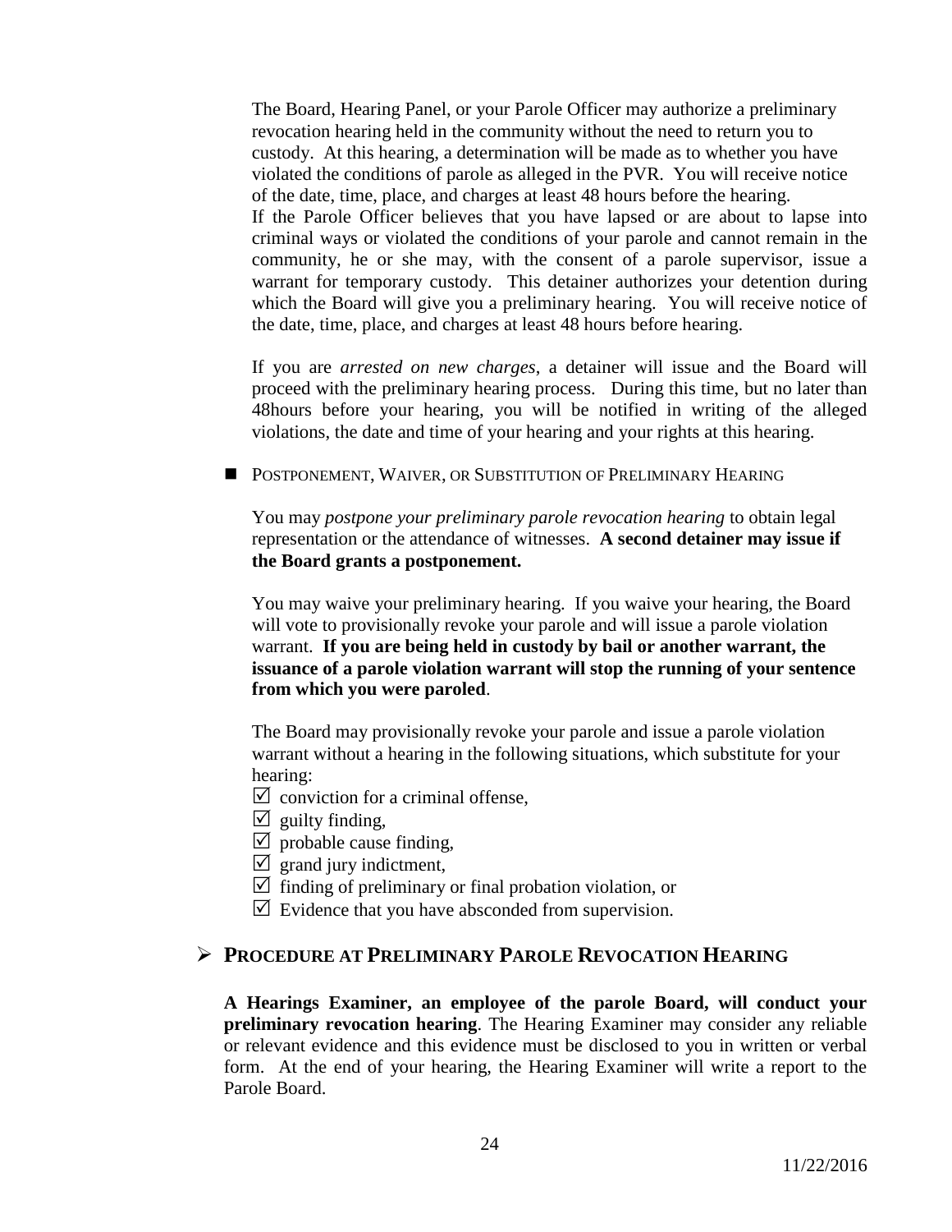The Board, Hearing Panel, or your Parole Officer may authorize a preliminary revocation hearing held in the community without the need to return you to custody. At this hearing, a determination will be made as to whether you have violated the conditions of parole as alleged in the PVR. You will receive notice of the date, time, place, and charges at least 48 hours before the hearing.
If the Parole Officer believes that you have lapsed or are about to lapse into criminal ways or violated the conditions of your parole and cannot remain in the community, he or she may, with the consent of a parole supervisor, issue a warrant for temporary custody. This detainer authorizes your detention during which the Board will give you a preliminary hearing. You will receive notice of the date, time, place, and charges at least 48 hours before hearing.

If you are *arrested on new charges*, a detainer will issue and the Board will proceed with the preliminary hearing process. During this time, but no later than 48hours before your hearing, you will be notified in writing of the alleged violations, the date and time of your hearing and your rights at this hearing.

- POSTPONEMENT, WAIVER, OR SUBSTITUTION OF PRELIMINARY HEARING

You may *postpone your preliminary parole revocation hearing* to obtain legal representation or the attendance of witnesses. **A second detainer may issue if the Board grants a postponement.**

You may waive your preliminary hearing. If you waive your hearing, the Board will vote to provisionally revoke your parole and will issue a parole violation warrant. **If you are being held in custody by bail or another warrant, the issuance of a parole violation warrant will stop the running of your sentence from which you were paroled**.

The Board may provisionally revoke your parole and issue a parole violation warrant without a hearing in the following situations, which substitute for your hearing:

- ☑ conviction for a criminal offense,
- ☑ guilty finding,
- ☑ probable cause finding,
- ☑ grand jury indictment,
- ☑ finding of preliminary or final probation violation, or
- ☑ Evidence that you have absconded from supervision.

## ➢ PROCEDURE AT PRELIMINARY PAROLE REVOCATION HEARING

**A Hearings Examiner, an employee of the parole Board, will conduct your preliminary revocation hearing**. The Hearing Examiner may consider any reliable or relevant evidence and this evidence must be disclosed to you in written or verbal form. At the end of your hearing, the Hearing Examiner will write a report to the Parole Board.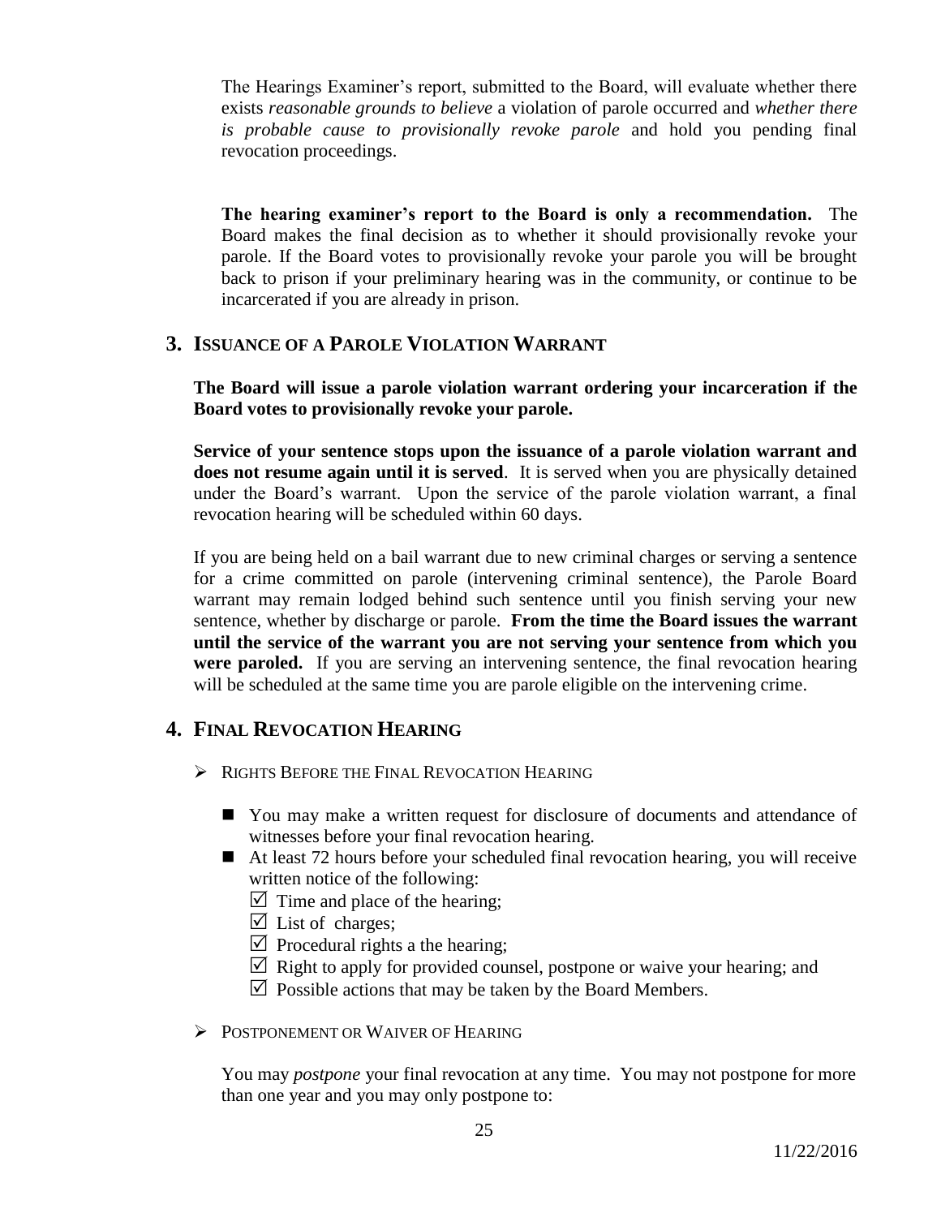The Hearings Examiner's report, submitted to the Board, will evaluate whether there exists *reasonable grounds to believe* a violation of parole occurred and *whether there is probable cause to provisionally revoke parole* and hold you pending final revocation proceedings.

**The hearing examiner's report to the Board is only a recommendation.** The Board makes the final decision as to whether it should provisionally revoke your parole. If the Board votes to provisionally revoke your parole you will be brought back to prison if your preliminary hearing was in the community, or continue to be incarcerated if you are already in prison.

## 3. Issuance of a Parole Violation Warrant

**The Board will issue a parole violation warrant ordering your incarceration if the Board votes to provisionally revoke your parole.**

**Service of your sentence stops upon the issuance of a parole violation warrant and does not resume again until it is served**. It is served when you are physically detained under the Board's warrant. Upon the service of the parole violation warrant, a final revocation hearing will be scheduled within 60 days.

If you are being held on a bail warrant due to new criminal charges or serving a sentence for a crime committed on parole (intervening criminal sentence), the Parole Board warrant may remain lodged behind such sentence until you finish serving your new sentence, whether by discharge or parole. **From the time the Board issues the warrant until the service of the warrant you are not serving your sentence from which you were paroled.** If you are serving an intervening sentence, the final revocation hearing will be scheduled at the same time you are parole eligible on the intervening crime.

## 4. Final Revocation Hearing

- Rights Before the Final Revocation Hearing
  - You may make a written request for disclosure of documents and attendance of witnesses before your final revocation hearing.
  - At least 72 hours before your scheduled final revocation hearing, you will receive written notice of the following:
    - ☑ Time and place of the hearing;
    - ☑ List of charges;
    - ☑ Procedural rights a the hearing;
    - ☑ Right to apply for provided counsel, postpone or waive your hearing; and
    - ☑ Possible actions that may be taken by the Board Members.

- Postponement or Waiver of Hearing

  You may *postpone* your final revocation at any time. You may not postpone for more than one year and you may only postpone to: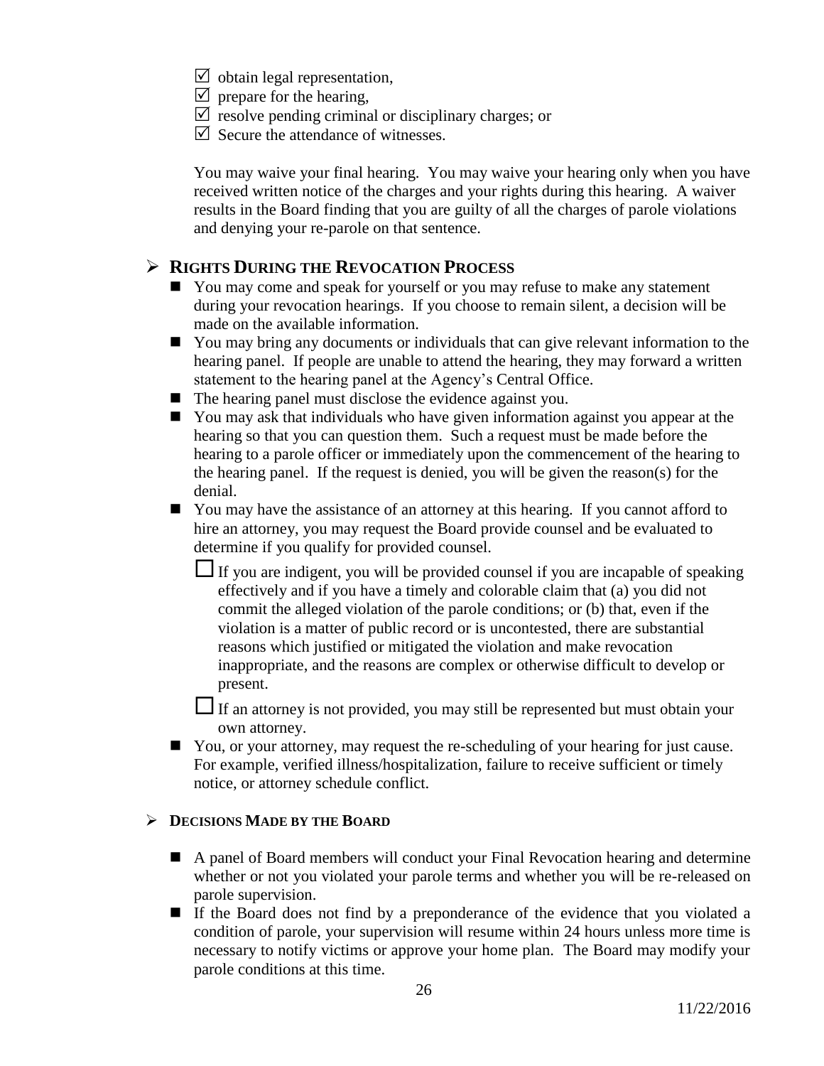- ☑ obtain legal representation,
- ☑ prepare for the hearing,
- ☑ resolve pending criminal or disciplinary charges; or
- ☑ Secure the attendance of witnesses.

You may waive your final hearing. You may waive your hearing only when you have received written notice of the charges and your rights during this hearing. A waiver results in the Board finding that you are guilty of all the charges of parole violations and denying your re-parole on that sentence.

## ➢ RIGHTS DURING THE REVOCATION PROCESS

- You may come and speak for yourself or you may refuse to make any statement during your revocation hearings. If you choose to remain silent, a decision will be made on the available information.
- You may bring any documents or individuals that can give relevant information to the hearing panel. If people are unable to attend the hearing, they may forward a written statement to the hearing panel at the Agency's Central Office.
- The hearing panel must disclose the evidence against you.
- You may ask that individuals who have given information against you appear at the hearing so that you can question them. Such a request must be made before the hearing to a parole officer or immediately upon the commencement of the hearing to the hearing panel. If the request is denied, you will be given the reason(s) for the denial.
- You may have the assistance of an attorney at this hearing. If you cannot afford to hire an attorney, you may request the Board provide counsel and be evaluated to determine if you qualify for provided counsel.
  - ☐ If you are indigent, you will be provided counsel if you are incapable of speaking effectively and if you have a timely and colorable claim that (a) you did not commit the alleged violation of the parole conditions; or (b) that, even if the violation is a matter of public record or is uncontested, there are substantial reasons which justified or mitigated the violation and make revocation inappropriate, and the reasons are complex or otherwise difficult to develop or present.
  - ☐ If an attorney is not provided, you may still be represented but must obtain your own attorney.
- You, or your attorney, may request the re-scheduling of your hearing for just cause. For example, verified illness/hospitalization, failure to receive sufficient or timely notice, or attorney schedule conflict.

### ➢ DECISIONS MADE BY THE BOARD

- A panel of Board members will conduct your Final Revocation hearing and determine whether or not you violated your parole terms and whether you will be re-released on parole supervision.
- If the Board does not find by a preponderance of the evidence that you violated a condition of parole, your supervision will resume within 24 hours unless more time is necessary to notify victims or approve your home plan. The Board may modify your parole conditions at this time.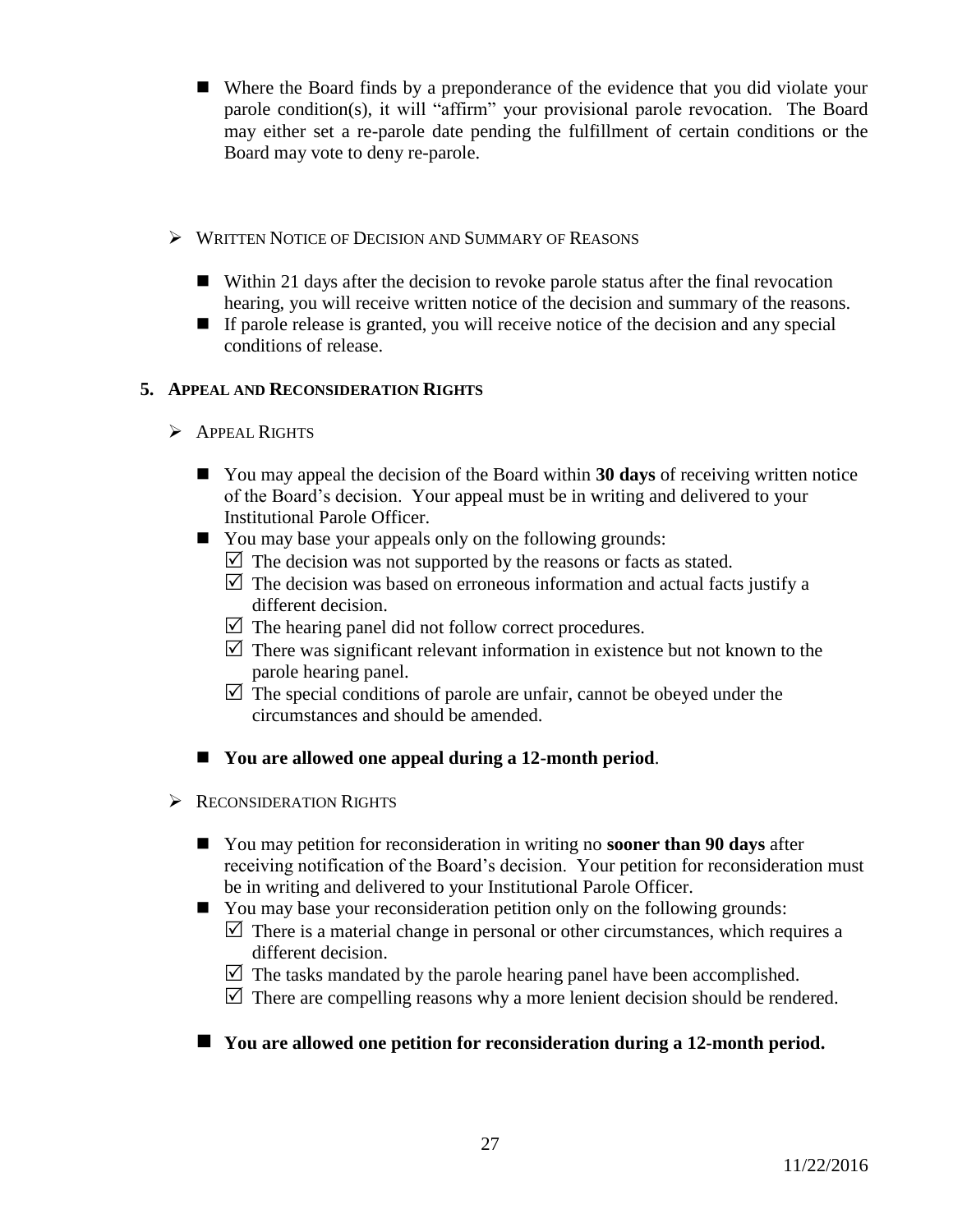- Where the Board finds by a preponderance of the evidence that you did violate your parole condition(s), it will "affirm" your provisional parole revocation. The Board may either set a re-parole date pending the fulfillment of certain conditions or the Board may vote to deny re-parole.

- WRITTEN NOTICE OF DECISION AND SUMMARY OF REASONS

  - Within 21 days after the decision to revoke parole status after the final revocation hearing, you will receive written notice of the decision and summary of the reasons.
  - If parole release is granted, you will receive notice of the decision and any special conditions of release.

## 5. APPEAL AND RECONSIDERATION RIGHTS

- APPEAL RIGHTS

  - You may appeal the decision of the Board within **30 days** of receiving written notice of the Board's decision. Your appeal must be in writing and delivered to your Institutional Parole Officer.
  - You may base your appeals only on the following grounds:
    - ☑ The decision was not supported by the reasons or facts as stated.
    - ☑ The decision was based on erroneous information and actual facts justify a different decision.
    - ☑ The hearing panel did not follow correct procedures.
    - ☑ There was significant relevant information in existence but not known to the parole hearing panel.
    - ☑ The special conditions of parole are unfair, cannot be obeyed under the circumstances and should be amended.
  - **You are allowed one appeal during a 12-month period**.

- RECONSIDERATION RIGHTS

  - You may petition for reconsideration in writing no **sooner than 90 days** after receiving notification of the Board's decision. Your petition for reconsideration must be in writing and delivered to your Institutional Parole Officer.
  - You may base your reconsideration petition only on the following grounds:
    - ☑ There is a material change in personal or other circumstances, which requires a different decision.
    - ☑ The tasks mandated by the parole hearing panel have been accomplished.
    - ☑ There are compelling reasons why a more lenient decision should be rendered.
  - **You are allowed one petition for reconsideration during a 12-month period.**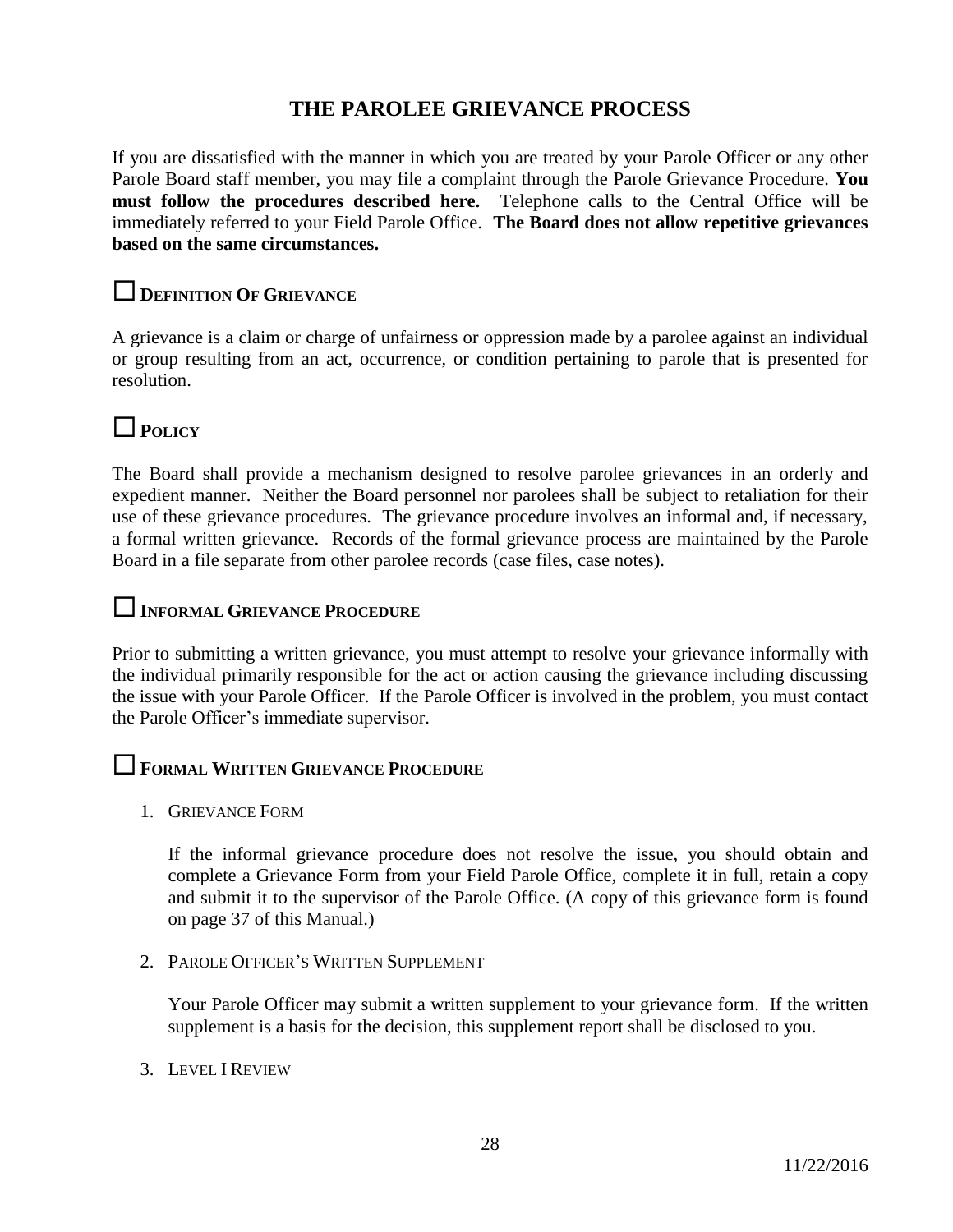# THE PAROLEE GRIEVANCE PROCESS

If you are dissatisfied with the manner in which you are treated by your Parole Officer or any other Parole Board staff member, you may file a complaint through the Parole Grievance Procedure. **You must follow the procedures described here.** Telephone calls to the Central Office will be immediately referred to your Field Parole Office. **The Board does not allow repetitive grievances based on the same circumstances.**

## ☐ DEFINITION OF GRIEVANCE

A grievance is a claim or charge of unfairness or oppression made by a parolee against an individual or group resulting from an act, occurrence, or condition pertaining to parole that is presented for resolution.

## ☐ POLICY

The Board shall provide a mechanism designed to resolve parolee grievances in an orderly and expedient manner. Neither the Board personnel nor parolees shall be subject to retaliation for their use of these grievance procedures. The grievance procedure involves an informal and, if necessary, a formal written grievance. Records of the formal grievance process are maintained by the Parole Board in a file separate from other parolee records (case files, case notes).

## ☐ INFORMAL GRIEVANCE PROCEDURE

Prior to submitting a written grievance, you must attempt to resolve your grievance informally with the individual primarily responsible for the act or action causing the grievance including discussing the issue with your Parole Officer. If the Parole Officer is involved in the problem, you must contact the Parole Officer's immediate supervisor.

## ☐ FORMAL WRITTEN GRIEVANCE PROCEDURE

1. GRIEVANCE FORM

   If the informal grievance procedure does not resolve the issue, you should obtain and complete a Grievance Form from your Field Parole Office, complete it in full, retain a copy and submit it to the supervisor of the Parole Office. (A copy of this grievance form is found on page 37 of this Manual.)

2. PAROLE OFFICER'S WRITTEN SUPPLEMENT

   Your Parole Officer may submit a written supplement to your grievance form. If the written supplement is a basis for the decision, this supplement report shall be disclosed to you.

3. LEVEL I REVIEW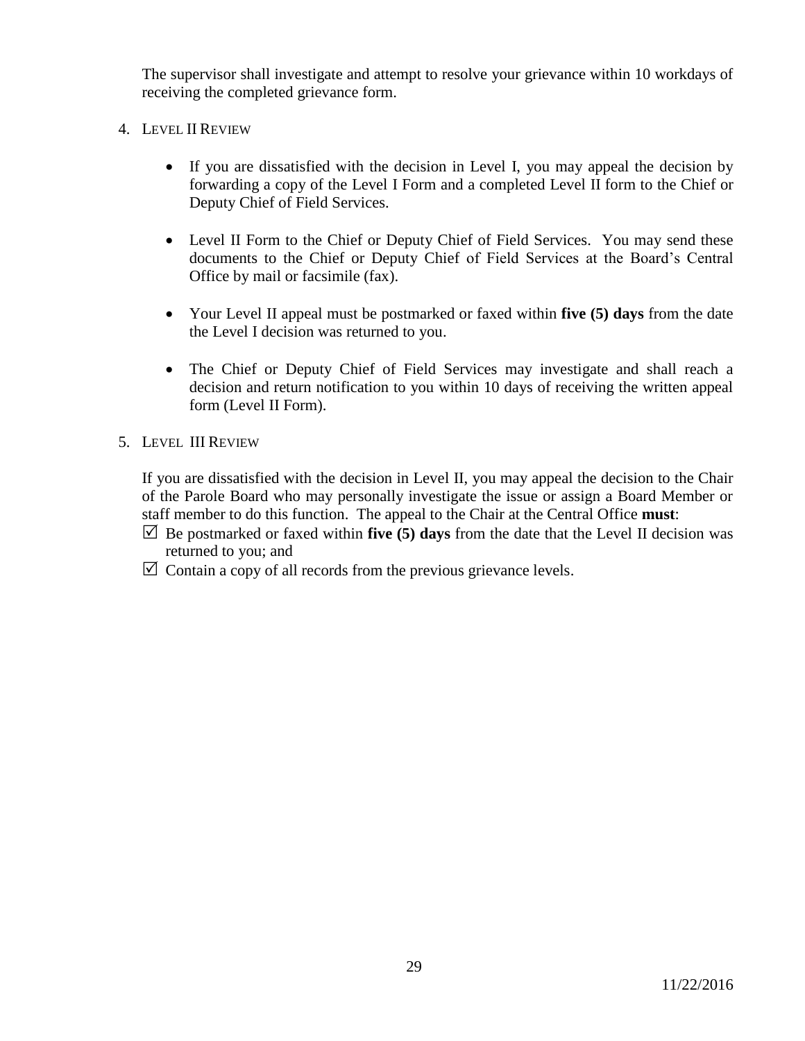The supervisor shall investigate and attempt to resolve your grievance within 10 workdays of receiving the completed grievance form.

4. LEVEL II REVIEW

   - If you are dissatisfied with the decision in Level I, you may appeal the decision by forwarding a copy of the Level I Form and a completed Level II form to the Chief or Deputy Chief of Field Services.

   - Level II Form to the Chief or Deputy Chief of Field Services. You may send these documents to the Chief or Deputy Chief of Field Services at the Board's Central Office by mail or facsimile (fax).

   - Your Level II appeal must be postmarked or faxed within **five (5) days** from the date the Level I decision was returned to you.

   - The Chief or Deputy Chief of Field Services may investigate and shall reach a decision and return notification to you within 10 days of receiving the written appeal form (Level II Form).

5. LEVEL III REVIEW

   If you are dissatisfied with the decision in Level II, you may appeal the decision to the Chair of the Parole Board who may personally investigate the issue or assign a Board Member or staff member to do this function. The appeal to the Chair at the Central Office **must**:

   ☑ Be postmarked or faxed within **five (5) days** from the date that the Level II decision was returned to you; and

   ☑ Contain a copy of all records from the previous grievance levels.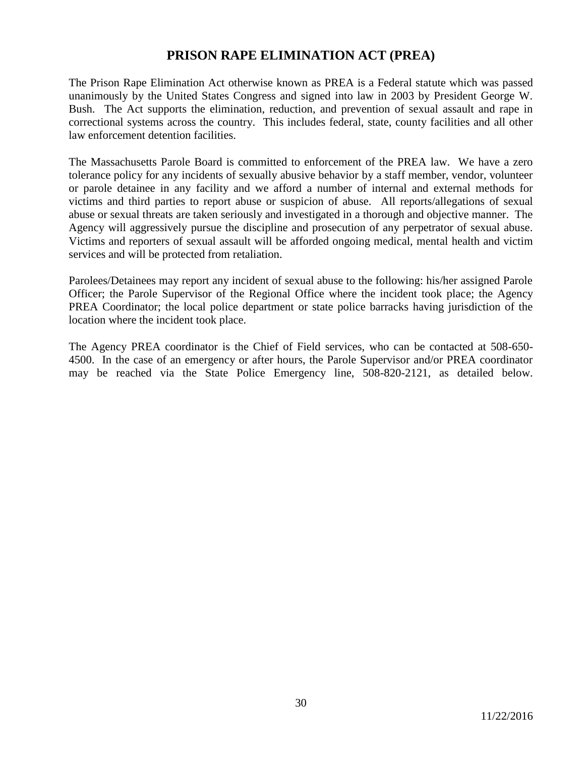# PRISON RAPE ELIMINATION ACT (PREA)

The Prison Rape Elimination Act otherwise known as PREA is a Federal statute which was passed unanimously by the United States Congress and signed into law in 2003 by President George W. Bush. The Act supports the elimination, reduction, and prevention of sexual assault and rape in correctional systems across the country. This includes federal, state, county facilities and all other law enforcement detention facilities.

The Massachusetts Parole Board is committed to enforcement of the PREA law. We have a zero tolerance policy for any incidents of sexually abusive behavior by a staff member, vendor, volunteer or parole detainee in any facility and we afford a number of internal and external methods for victims and third parties to report abuse or suspicion of abuse. All reports/allegations of sexual abuse or sexual threats are taken seriously and investigated in a thorough and objective manner. The Agency will aggressively pursue the discipline and prosecution of any perpetrator of sexual abuse. Victims and reporters of sexual assault will be afforded ongoing medical, mental health and victim services and will be protected from retaliation.

Parolees/Detainees may report any incident of sexual abuse to the following: his/her assigned Parole Officer; the Parole Supervisor of the Regional Office where the incident took place; the Agency PREA Coordinator; the local police department or state police barracks having jurisdiction of the location where the incident took place.

The Agency PREA coordinator is the Chief of Field services, who can be contacted at 508-650-4500. In the case of an emergency or after hours, the Parole Supervisor and/or PREA coordinator may be reached via the State Police Emergency line, 508-820-2121, as detailed below.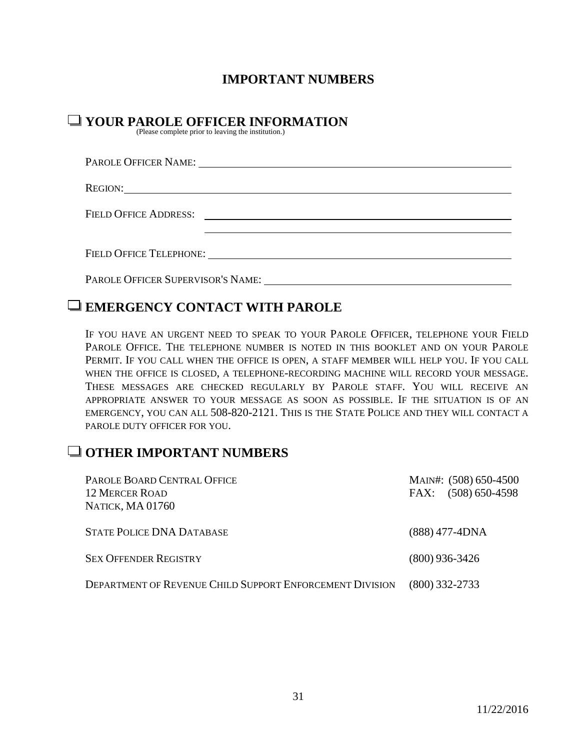# IMPORTANT NUMBERS

## ❑ YOUR PAROLE OFFICER INFORMATION

(Please complete prior to leaving the institution.)

PAROLE OFFICER NAME: ______________________________________________

REGION: ______________________________________________

FIELD OFFICE ADDRESS: ______________________________________________

______________________________________________

FIELD OFFICE TELEPHONE: ______________________________________________

PAROLE OFFICER SUPERVISOR'S NAME: ______________________________________________

## ❑ EMERGENCY CONTACT WITH PAROLE

IF YOU HAVE AN URGENT NEED TO SPEAK TO YOUR PAROLE OFFICER, TELEPHONE YOUR FIELD PAROLE OFFICE. THE TELEPHONE NUMBER IS NOTED IN THIS BOOKLET AND ON YOUR PAROLE PERMIT. IF YOU CALL WHEN THE OFFICE IS OPEN, A STAFF MEMBER WILL HELP YOU. IF YOU CALL WHEN THE OFFICE IS CLOSED, A TELEPHONE-RECORDING MACHINE WILL RECORD YOUR MESSAGE. THESE MESSAGES ARE CHECKED REGULARLY BY PAROLE STAFF. YOU WILL RECEIVE AN APPROPRIATE ANSWER TO YOUR MESSAGE AS SOON AS POSSIBLE. IF THE SITUATION IS OF AN EMERGENCY, YOU CAN ALL 508-820-2121. THIS IS THE STATE POLICE AND THEY WILL CONTACT A PAROLE DUTY OFFICER FOR YOU.

## ❑ OTHER IMPORTANT NUMBERS

| | |
|---|---|
| PAROLE BOARD CENTRAL OFFICE<br>12 MERCER ROAD<br>NATICK, MA 01760 | MAIN#: (508) 650-4500<br>FAX: (508) 650-4598 |
| STATE POLICE DNA DATABASE | (888) 477-4DNA |
| SEX OFFENDER REGISTRY | (800) 936-3426 |
| DEPARTMENT OF REVENUE CHILD SUPPORT ENFORCEMENT DIVISION | (800) 332-2733 |

11/22/2016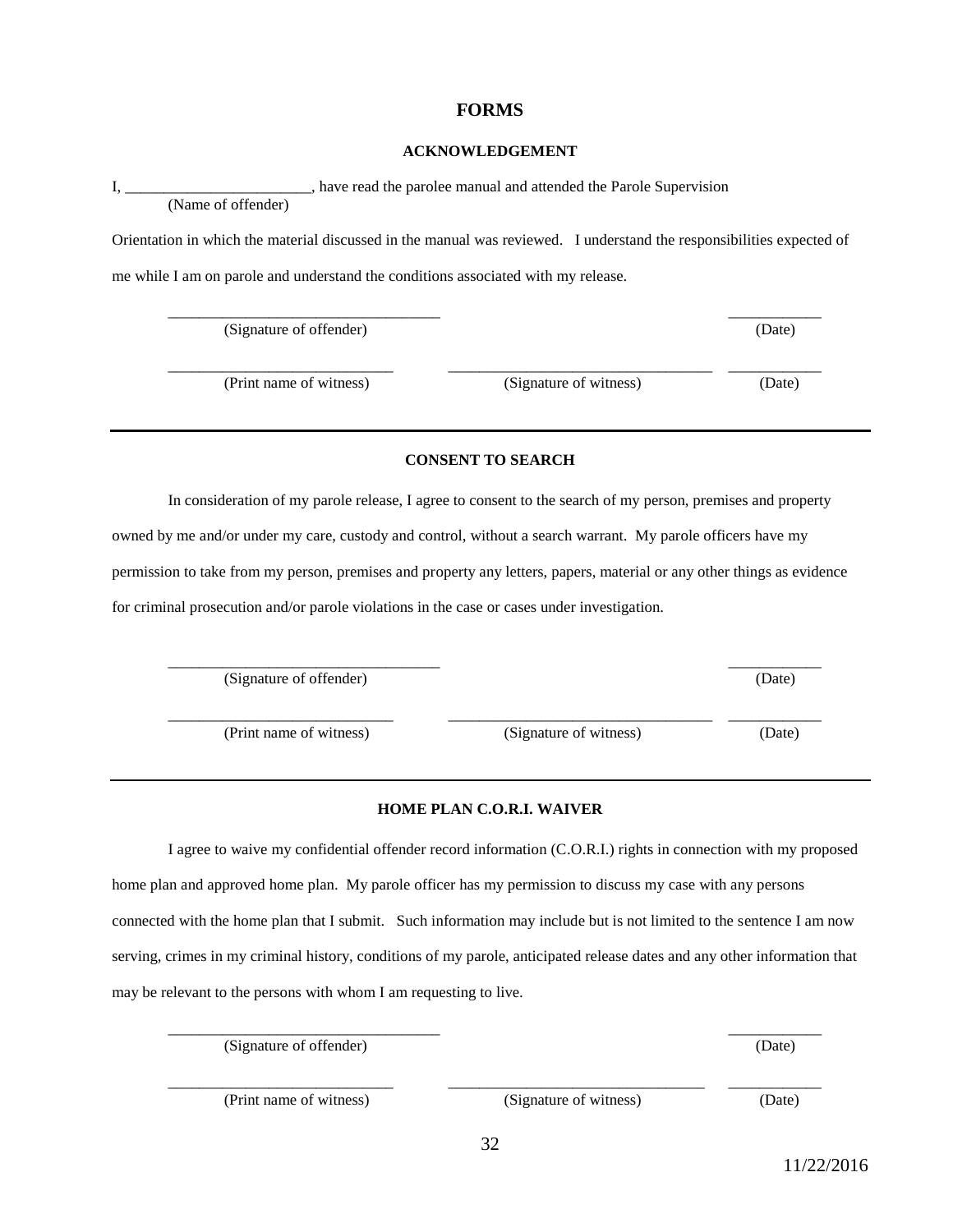# FORMS

## ACKNOWLEDGEMENT

I, ________________________, have read the parolee manual and attended the Parole Supervision
(Name of offender)

Orientation in which the material discussed in the manual was reviewed. I understand the responsibilities expected of me while I am on parole and understand the conditions associated with my release.

__________________________________ ____________
(Signature of offender) (Date)

____________________________ _________________________________ ____________
(Print name of witness) (Signature of witness) (Date)

---

## CONSENT TO SEARCH

In consideration of my parole release, I agree to consent to the search of my person, premises and property owned by me and/or under my care, custody and control, without a search warrant. My parole officers have my permission to take from my person, premises and property any letters, papers, material or any other things as evidence for criminal prosecution and/or parole violations in the case or cases under investigation.

__________________________________ ____________
(Signature of offender) (Date)

____________________________ _________________________________ ____________
(Print name of witness) (Signature of witness) (Date)

---

## HOME PLAN C.O.R.I. WAIVER

I agree to waive my confidential offender record information (C.O.R.I.) rights in connection with my proposed home plan and approved home plan. My parole officer has my permission to discuss my case with any persons connected with the home plan that I submit. Such information may include but is not limited to the sentence I am now serving, crimes in my criminal history, conditions of my parole, anticipated release dates and any other information that may be relevant to the persons with whom I am requesting to live.

__________________________________ ____________
(Signature of offender) (Date)

____________________________ ________________________________ ____________
(Print name of witness) (Signature of witness) (Date)

11/22/2016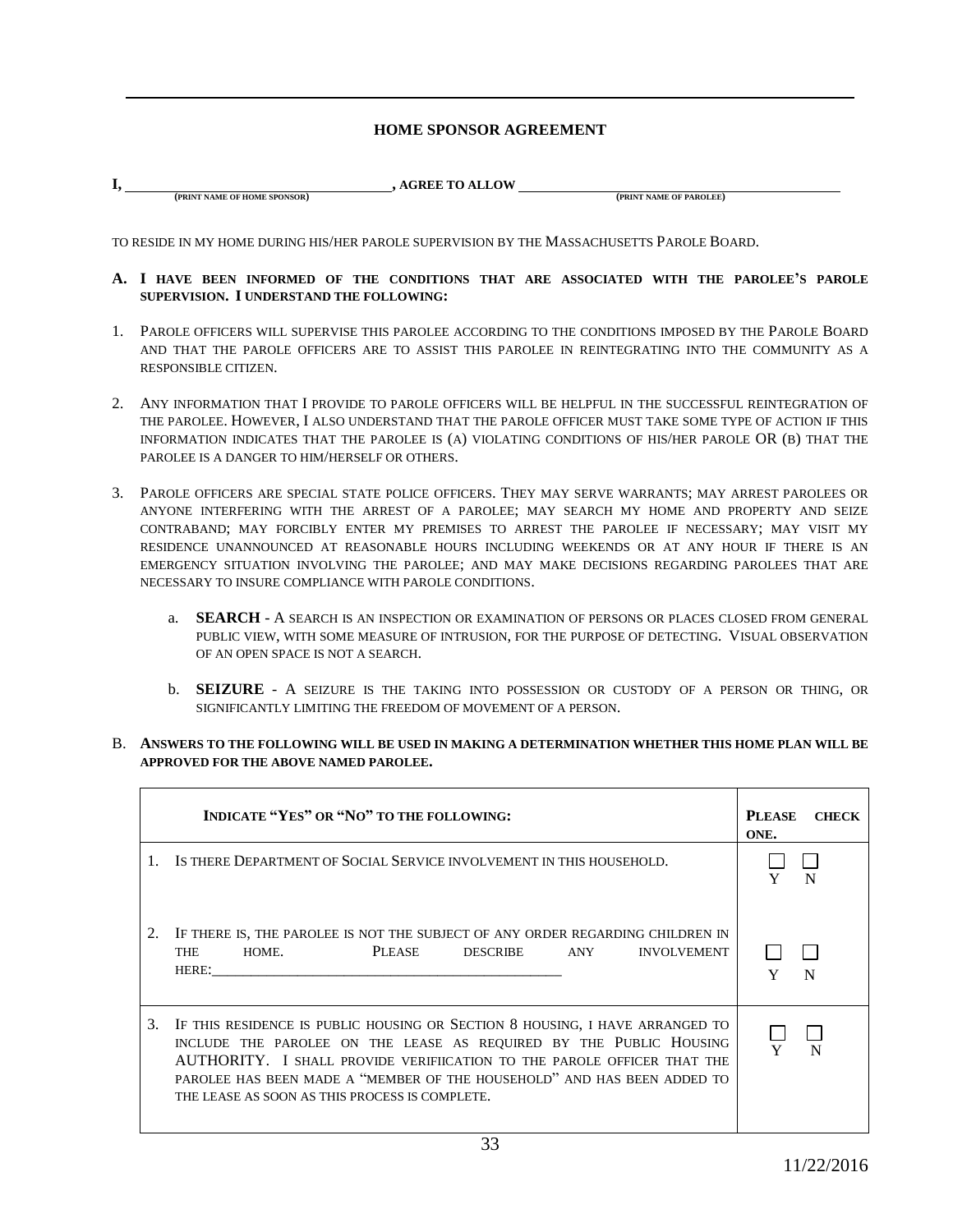## HOME SPONSOR AGREEMENT

**I, ______________________________, AGREE TO ALLOW ______________________________**
(PRINT NAME OF HOME SPONSOR) (PRINT NAME OF PAROLEE)

TO RESIDE IN MY HOME DURING HIS/HER PAROLE SUPERVISION BY THE MASSACHUSETTS PAROLE BOARD.

**A. I HAVE BEEN INFORMED OF THE CONDITIONS THAT ARE ASSOCIATED WITH THE PAROLEE'S PAROLE SUPERVISION. I UNDERSTAND THE FOLLOWING:**

1. PAROLE OFFICERS WILL SUPERVISE THIS PAROLEE ACCORDING TO THE CONDITIONS IMPOSED BY THE PAROLE BOARD AND THAT THE PAROLE OFFICERS ARE TO ASSIST THIS PAROLEE IN REINTEGRATING INTO THE COMMUNITY AS A RESPONSIBLE CITIZEN.

2. ANY INFORMATION THAT I PROVIDE TO PAROLE OFFICERS WILL BE HELPFUL IN THE SUCCESSFUL REINTEGRATION OF THE PAROLEE. HOWEVER, I ALSO UNDERSTAND THAT THE PAROLE OFFICER MUST TAKE SOME TYPE OF ACTION IF THIS INFORMATION INDICATES THAT THE PAROLEE IS (A) VIOLATING CONDITIONS OF HIS/HER PAROLE OR (B) THAT THE PAROLEE IS A DANGER TO HIM/HERSELF OR OTHERS.

3. PAROLE OFFICERS ARE SPECIAL STATE POLICE OFFICERS. THEY MAY SERVE WARRANTS; MAY ARREST PAROLEES OR ANYONE INTERFERING WITH THE ARREST OF A PAROLEE; MAY SEARCH MY HOME AND PROPERTY AND SEIZE CONTRABAND; MAY FORCIBLY ENTER MY PREMISES TO ARREST THE PAROLEE IF NECESSARY; MAY VISIT MY RESIDENCE UNANNOUNCED AT REASONABLE HOURS INCLUDING WEEKENDS OR AT ANY HOUR IF THERE IS AN EMERGENCY SITUATION INVOLVING THE PAROLEE; AND MAY MAKE DECISIONS REGARDING PAROLEES THAT ARE NECESSARY TO INSURE COMPLIANCE WITH PAROLE CONDITIONS.

   a. **SEARCH** - A SEARCH IS AN INSPECTION OR EXAMINATION OF PERSONS OR PLACES CLOSED FROM GENERAL PUBLIC VIEW, WITH SOME MEASURE OF INTRUSION, FOR THE PURPOSE OF DETECTING. VISUAL OBSERVATION OF AN OPEN SPACE IS NOT A SEARCH.

   b. **SEIZURE** - A SEIZURE IS THE TAKING INTO POSSESSION OR CUSTODY OF A PERSON OR THING, OR SIGNIFICANTLY LIMITING THE FREEDOM OF MOVEMENT OF A PERSON.

**B. ANSWERS TO THE FOLLOWING WILL BE USED IN MAKING A DETERMINATION WHETHER THIS HOME PLAN WILL BE APPROVED FOR THE ABOVE NAMED PAROLEE.**

| INDICATE "YES" OR "NO" TO THE FOLLOWING: | PLEASE CHECK ONE. |
|---|---|
| 1. IS THERE DEPARTMENT OF SOCIAL SERVICE INVOLVEMENT IN THIS HOUSEHOLD. | ☐ Y ☐ N |
| 2. IF THERE IS, THE PAROLEE IS NOT THE SUBJECT OF ANY ORDER REGARDING CHILDREN IN THE HOME. PLEASE DESCRIBE ANY INVOLVEMENT HERE:______________________________ | ☐ Y ☐ N |
| 3. IF THIS RESIDENCE IS PUBLIC HOUSING OR SECTION 8 HOUSING, I HAVE ARRANGED TO INCLUDE THE PAROLEE ON THE LEASE AS REQUIRED BY THE PUBLIC HOUSING AUTHORITY. I SHALL PROVIDE VERIFIICATION TO THE PAROLE OFFICER THAT THE PAROLEE HAS BEEN MADE A "MEMBER OF THE HOUSEHOLD" AND HAS BEEN ADDED TO THE LEASE AS SOON AS THIS PROCESS IS COMPLETE. | ☐ Y ☐ N |

11/22/2016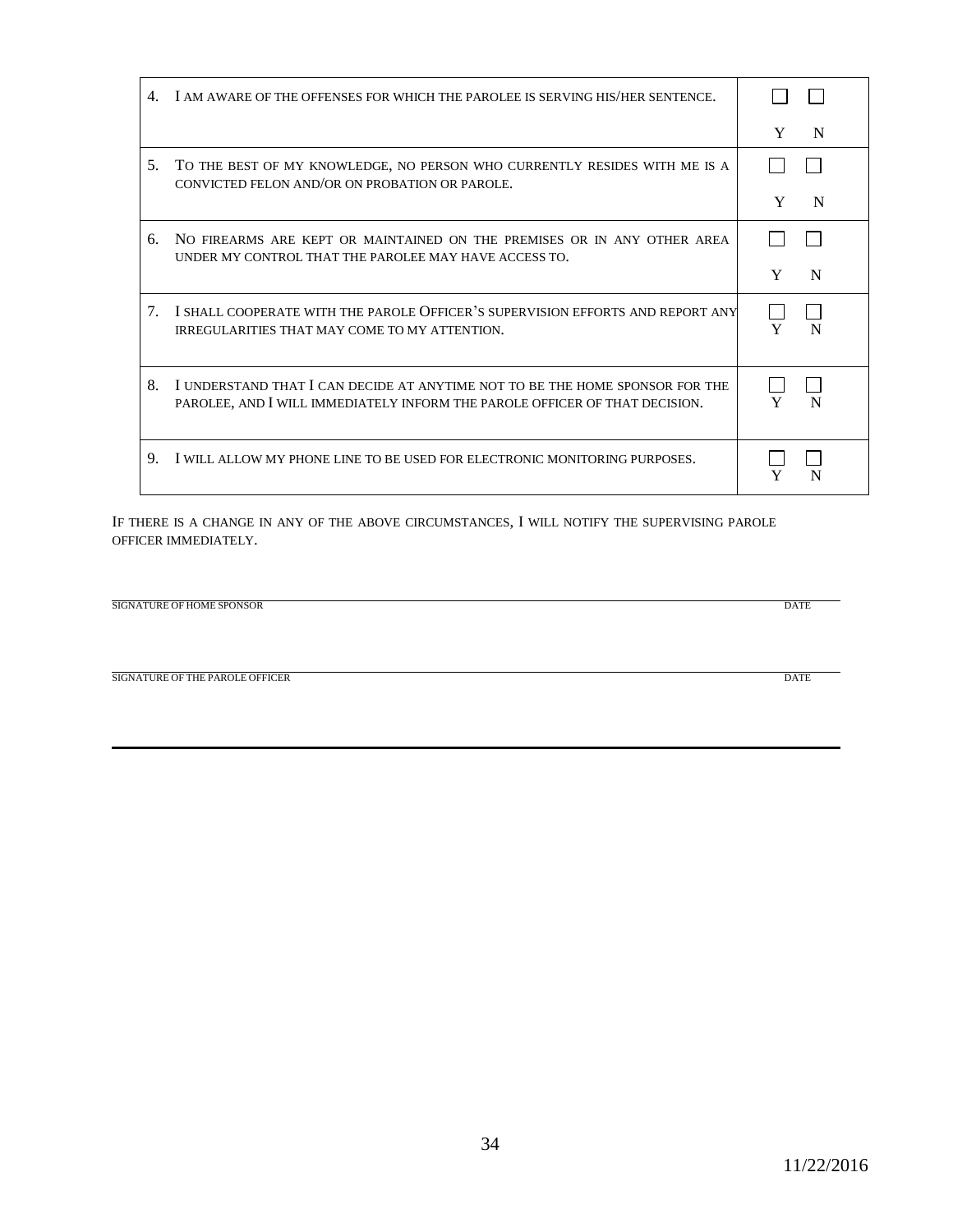| | | |
|---|---|---|
| 4. I AM AWARE OF THE OFFENSES FOR WHICH THE PAROLEE IS SERVING HIS/HER SENTENCE. | ☐ Y | ☐ N |
| 5. TO THE BEST OF MY KNOWLEDGE, NO PERSON WHO CURRENTLY RESIDES WITH ME IS A CONVICTED FELON AND/OR ON PROBATION OR PAROLE. | ☐ Y | ☐ N |
| 6. NO FIREARMS ARE KEPT OR MAINTAINED ON THE PREMISES OR IN ANY OTHER AREA UNDER MY CONTROL THAT THE PAROLEE MAY HAVE ACCESS TO. | ☐ Y | ☐ N |
| 7. I SHALL COOPERATE WITH THE PAROLE OFFICER'S SUPERVISION EFFORTS AND REPORT ANY IRREGULARITIES THAT MAY COME TO MY ATTENTION. | ☐ Y | ☐ N |
| 8. I UNDERSTAND THAT I CAN DECIDE AT ANYTIME NOT TO BE THE HOME SPONSOR FOR THE PAROLEE, AND I WILL IMMEDIATELY INFORM THE PAROLE OFFICER OF THAT DECISION. | ☐ Y | ☐ N |
| 9. I WILL ALLOW MY PHONE LINE TO BE USED FOR ELECTRONIC MONITORING PURPOSES. | ☐ Y | ☐ N |

IF THERE IS A CHANGE IN ANY OF THE ABOVE CIRCUMSTANCES, I WILL NOTIFY THE SUPERVISING PAROLE OFFICER IMMEDIATELY.

\_\_\_\_\_\_\_\_\_\_\_\_\_\_\_\_\_\_\_\_\_\_\_\_\_\_\_\_\_\_\_\_\_\_\_\_\_\_\_\_\_\_\_\_\_\_\_\_\_\_\_\_\_\_\_\_\_\_\_\_

SIGNATURE OF HOME SPONSOR DATE

\_\_\_\_\_\_\_\_\_\_\_\_\_\_\_\_\_\_\_\_\_\_\_\_\_\_\_\_\_\_\_\_\_\_\_\_\_\_\_\_\_\_\_\_\_\_\_\_\_\_\_\_\_\_\_\_\_\_\_\_

SIGNATURE OF THE PAROLE OFFICER DATE

11/22/2016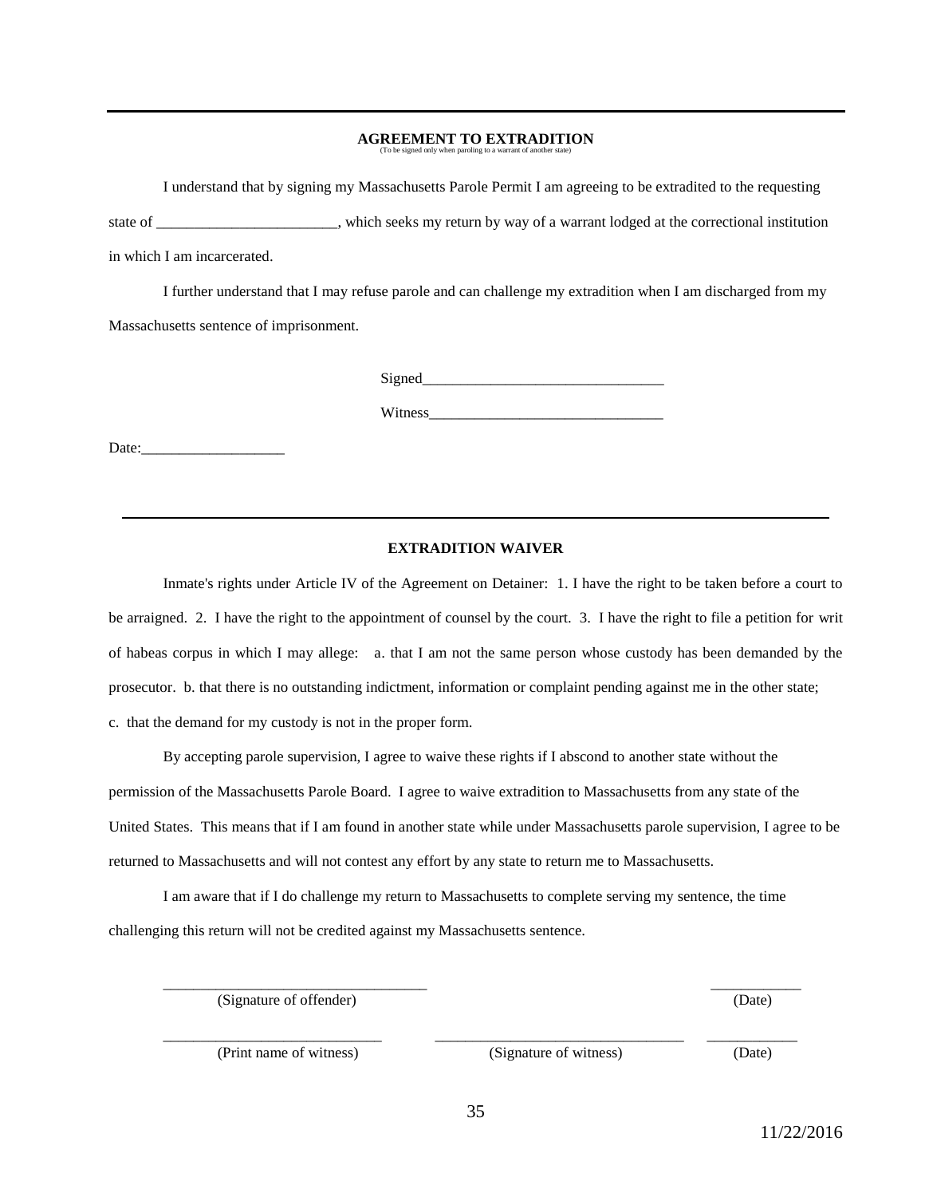## AGREEMENT TO EXTRADITION

(To be signed only when paroling to a warrant of another state)

I understand that by signing my Massachusetts Parole Permit I am agreeing to be extradited to the requesting state of ________________________, which seeks my return by way of a warrant lodged at the correctional institution in which I am incarcerated.

I further understand that I may refuse parole and can challenge my extradition when I am discharged from my Massachusetts sentence of imprisonment.

Signed________________________________

Witness_______________________________

Date:___________________

---

## EXTRADITION WAIVER

Inmate's rights under Article IV of the Agreement on Detainer: 1. I have the right to be taken before a court to be arraigned. 2. I have the right to the appointment of counsel by the court. 3. I have the right to file a petition for writ of habeas corpus in which I may allege: a. that I am not the same person whose custody has been demanded by the prosecutor. b. that there is no outstanding indictment, information or complaint pending against me in the other state; c. that the demand for my custody is not in the proper form.

By accepting parole supervision, I agree to waive these rights if I abscond to another state without the permission of the Massachusetts Parole Board. I agree to waive extradition to Massachusetts from any state of the United States. This means that if I am found in another state while under Massachusetts parole supervision, I agree to be returned to Massachusetts and will not contest any effort by any state to return me to Massachusetts.

I am aware that if I do challenge my return to Massachusetts to complete serving my sentence, the time challenging this return will not be credited against my Massachusetts sentence.

__________________________________ (Signature of offender)          ____________ (Date)

____________________________ (Print name of witness)     ________________________________ (Signature of witness)     ____________ (Date)

11/22/2016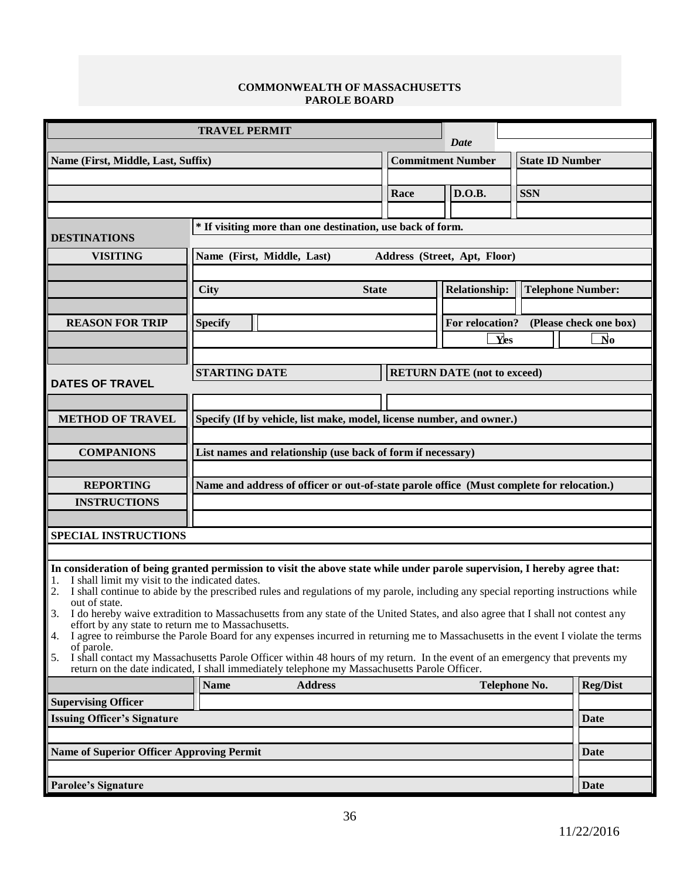**COMMONWEALTH OF MASSACHUSETTS**
**PAROLE BOARD**

| **TRAVEL PERMIT** | | | | *Date* | |
|---|---|---|---|---|---|
| **Name (First, Middle, Last, Suffix)** | | **Commitment Number** | | **State ID Number** | |
| | | | | | |
| | | **Race** | **D.O.B.** | **SSN** | |
| | | | | | |

| **DESTINATIONS** | **\* If visiting more than one destination, use back of form.** | | | |
|---|---|---|---|---|
| **VISITING** | **Name (First, Middle, Last)** **Address (Street, Apt, Floor)** | | | |
| | | | | |
| | **City** **State** | **Relationship:** | **Telephone Number:** | |
| | | | | |
| **REASON FOR TRIP** | **Specify** | **For relocation? (Please check one box)** | | |
| | | ☐ **Yes** | ☐ **No** | |
| **DATES OF TRAVEL** | **STARTING DATE** | **RETURN DATE (not to exceed)** | | |
| | | | | |
| **METHOD OF TRAVEL** | **Specify (If by vehicle, list make, model, license number, and owner.)** | | | |
| | | | | |
| **COMPANIONS** | **List names and relationship (use back of form if necessary)** | | | |
| | | | | |
| **REPORTING INSTRUCTIONS** | **Name and address of officer or out-of-state parole office (Must complete for relocation.)** | | | |
| | | | | |

**SPECIAL INSTRUCTIONS**

**In consideration of being granted permission to visit the above state while under parole supervision, I hereby agree that:**

1. I shall limit my visit to the indicated dates.
2. I shall continue to abide by the prescribed rules and regulations of my parole, including any special reporting instructions while out of state.
3. I do hereby waive extradition to Massachusetts from any state of the United States, and also agree that I shall not contest any effort by any state to return me to Massachusetts.
4. I agree to reimburse the Parole Board for any expenses incurred in returning me to Massachusetts in the event I violate the terms of parole.
5. I shall contact my Massachusetts Parole Officer within 48 hours of my return. In the event of an emergency that prevents my return on the date indicated, I shall immediately telephone my Massachusetts Parole Officer.

| | **Name** | **Address** | **Telephone No.** | **Reg/Dist** |
|---|---|---|---|---|
| **Supervising Officer** | | | | |
| **Issuing Officer's Signature** | | | | **Date** |
| | | | | |
| **Name of Superior Officer Approving Permit** | | | | **Date** |
| | | | | |
| **Parolee's Signature** | | | | **Date** |

11/22/2016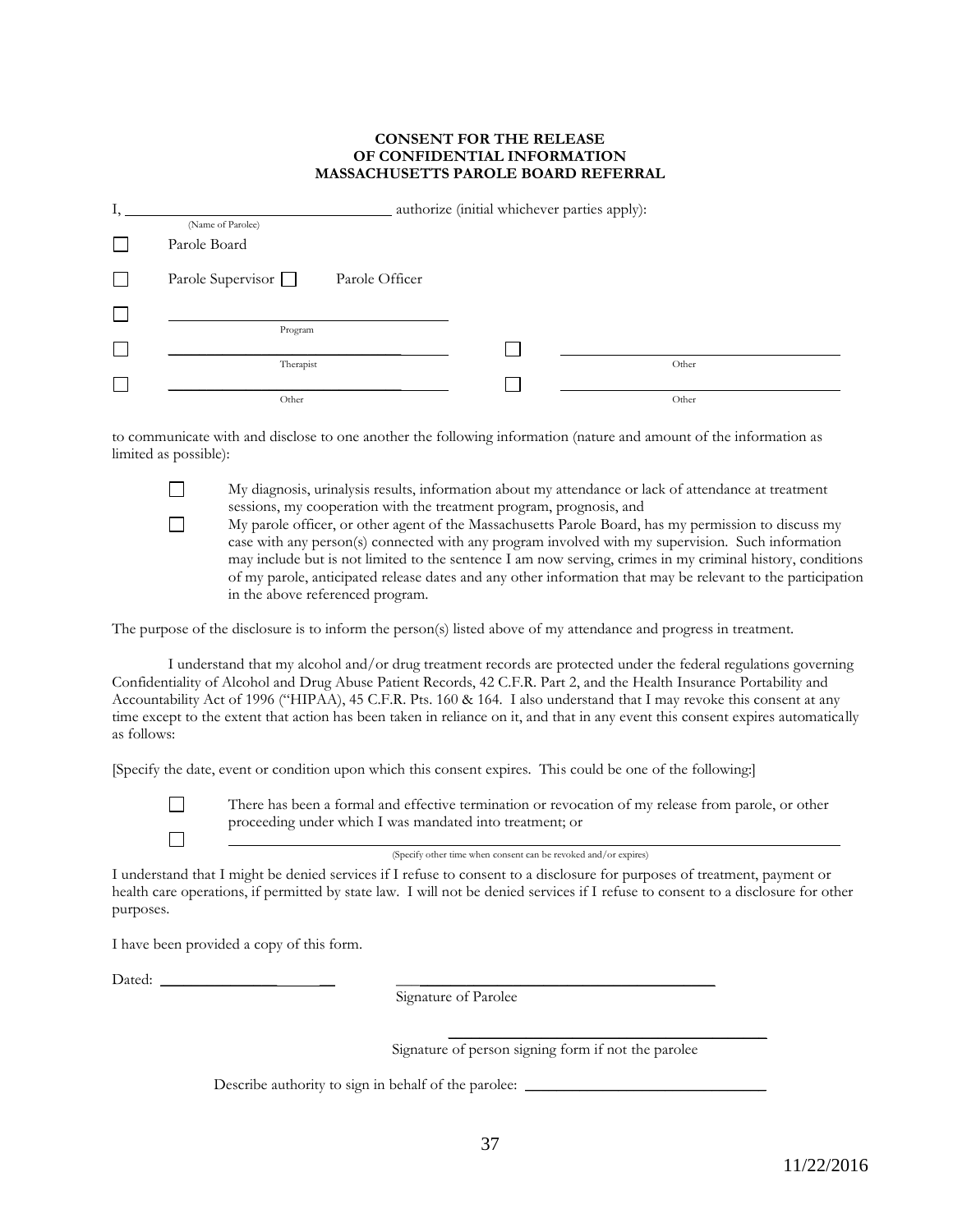**CONSENT FOR THE RELEASE**
**OF CONFIDENTIAL INFORMATION**
**MASSACHUSETTS PAROLE BOARD REFERRAL**

I, ________________________________ authorize (initial whichever parties apply):
(Name of Parolee)

☐ Parole Board

☐ Parole Supervisor ☐ Parole Officer

☐ ________________________________
Program

☐ ________________________________ ☐ ________________________________
Therapist Other

☐ ________________________________ ☐ ________________________________
Other Other

to communicate with and disclose to one another the following information (nature and amount of the information as limited as possible):

☐ My diagnosis, urinalysis results, information about my attendance or lack of attendance at treatment sessions, my cooperation with the treatment program, prognosis, and

☐ My parole officer, or other agent of the Massachusetts Parole Board, has my permission to discuss my case with any person(s) connected with any program involved with my supervision. Such information may include but is not limited to the sentence I am now serving, crimes in my criminal history, conditions of my parole, anticipated release dates and any other information that may be relevant to the participation in the above referenced program.

The purpose of the disclosure is to inform the person(s) listed above of my attendance and progress in treatment.

I understand that my alcohol and/or drug treatment records are protected under the federal regulations governing Confidentiality of Alcohol and Drug Abuse Patient Records, 42 C.F.R. Part 2, and the Health Insurance Portability and Accountability Act of 1996 ("HIPAA), 45 C.F.R. Pts. 160 & 164. I also understand that I may revoke this consent at any time except to the extent that action has been taken in reliance on it, and that in any event this consent expires automatically as follows:

[Specify the date, event or condition upon which this consent expires. This could be one of the following:]

☐ There has been a formal and effective termination or revocation of my release from parole, or other proceeding under which I was mandated into treatment; or

☐ ________________________________________________________________
(Specify other time when consent can be revoked and/or expires)

I understand that I might be denied services if I refuse to consent to a disclosure for purposes of treatment, payment or health care operations, if permitted by state law. I will not be denied services if I refuse to consent to a disclosure for other purposes.

I have been provided a copy of this form.

Dated: ______________________ ________________________________________
Signature of Parolee

________________________________________
Signature of person signing form if not the parolee

Describe authority to sign in behalf of the parolee: ______________________________

11/22/2016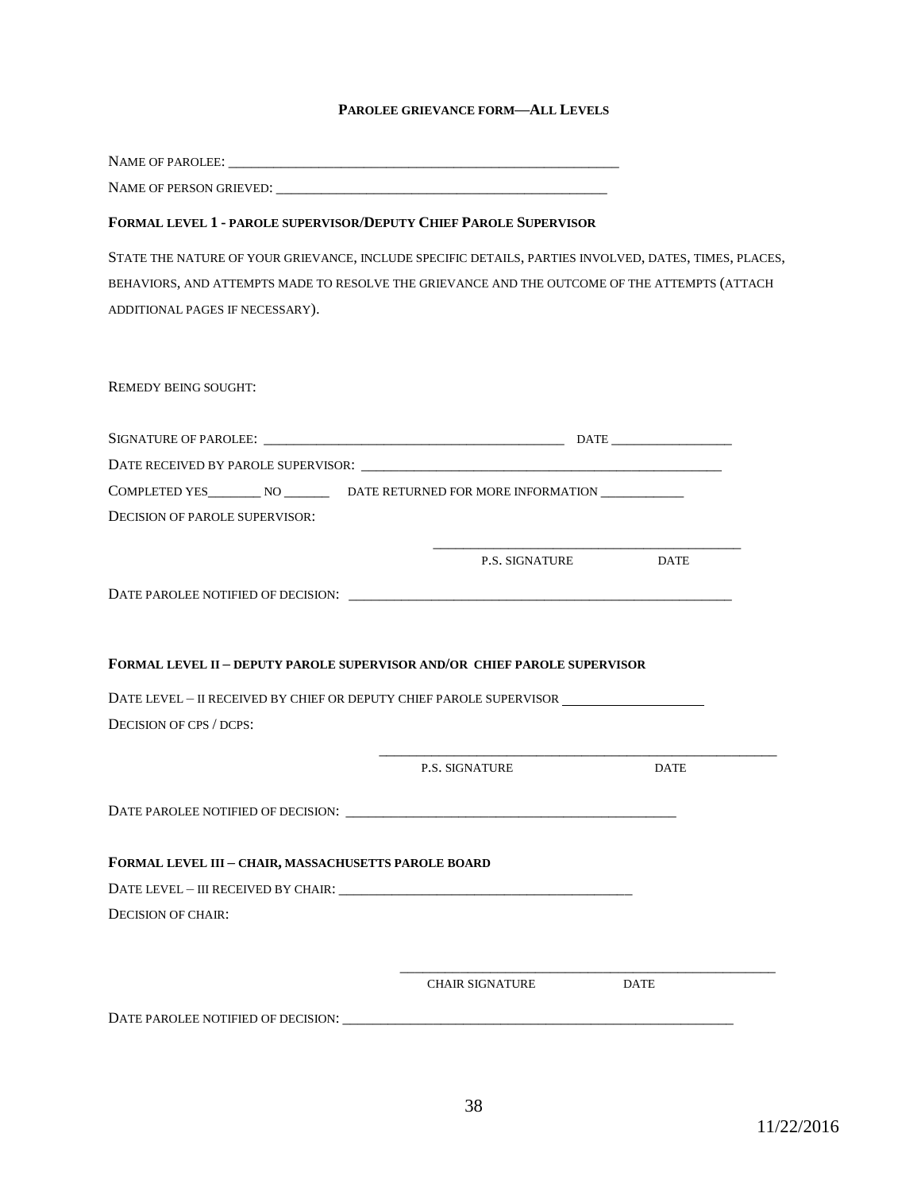## PAROLEE GRIEVANCE FORM—ALL LEVELS

NAME OF PAROLEE: ________________________________________________________

NAME OF PERSON GRIEVED: ________________________________________________

**FORMAL LEVEL 1 - PAROLE SUPERVISOR/DEPUTY CHIEF PAROLE SUPERVISOR**

STATE THE NATURE OF YOUR GRIEVANCE, INCLUDE SPECIFIC DETAILS, PARTIES INVOLVED, DATES, TIMES, PLACES, BEHAVIORS, AND ATTEMPTS MADE TO RESOLVE THE GRIEVANCE AND THE OUTCOME OF THE ATTEMPTS (ATTACH ADDITIONAL PAGES IF NECESSARY).

REMEDY BEING SOUGHT:

SIGNATURE OF PAROLEE: ___________________________________________ DATE _________________

DATE RECEIVED BY PAROLE SUPERVISOR: _____________________________________________________

COMPLETED YES________ NO _______ DATE RETURNED FOR MORE INFORMATION ____________

DECISION OF PAROLE SUPERVISOR:

_____________________________________________

P.S. SIGNATURE DATE

DATE PAROLEE NOTIFIED OF DECISION: _______________________________________________________

**FORMAL LEVEL II – DEPUTY PAROLE SUPERVISOR AND/OR CHIEF PAROLE SUPERVISOR**

DATE LEVEL – II RECEIVED BY CHIEF OR DEPUTY CHIEF PAROLE SUPERVISOR ____________________

DECISION OF CPS / DCPS:

_________________________________________________________

P.S. SIGNATURE DATE

DATE PAROLEE NOTIFIED OF DECISION: ________________________________________________

**FORMAL LEVEL III – CHAIR, MASSACHUSETTS PAROLE BOARD**

DATE LEVEL – III RECEIVED BY CHAIR: ___________________________________________

DECISION OF CHAIR:

______________________________________________________

CHAIR SIGNATURE DATE

DATE PAROLEE NOTIFIED OF DECISION: __________________________________________________________

11/22/2016